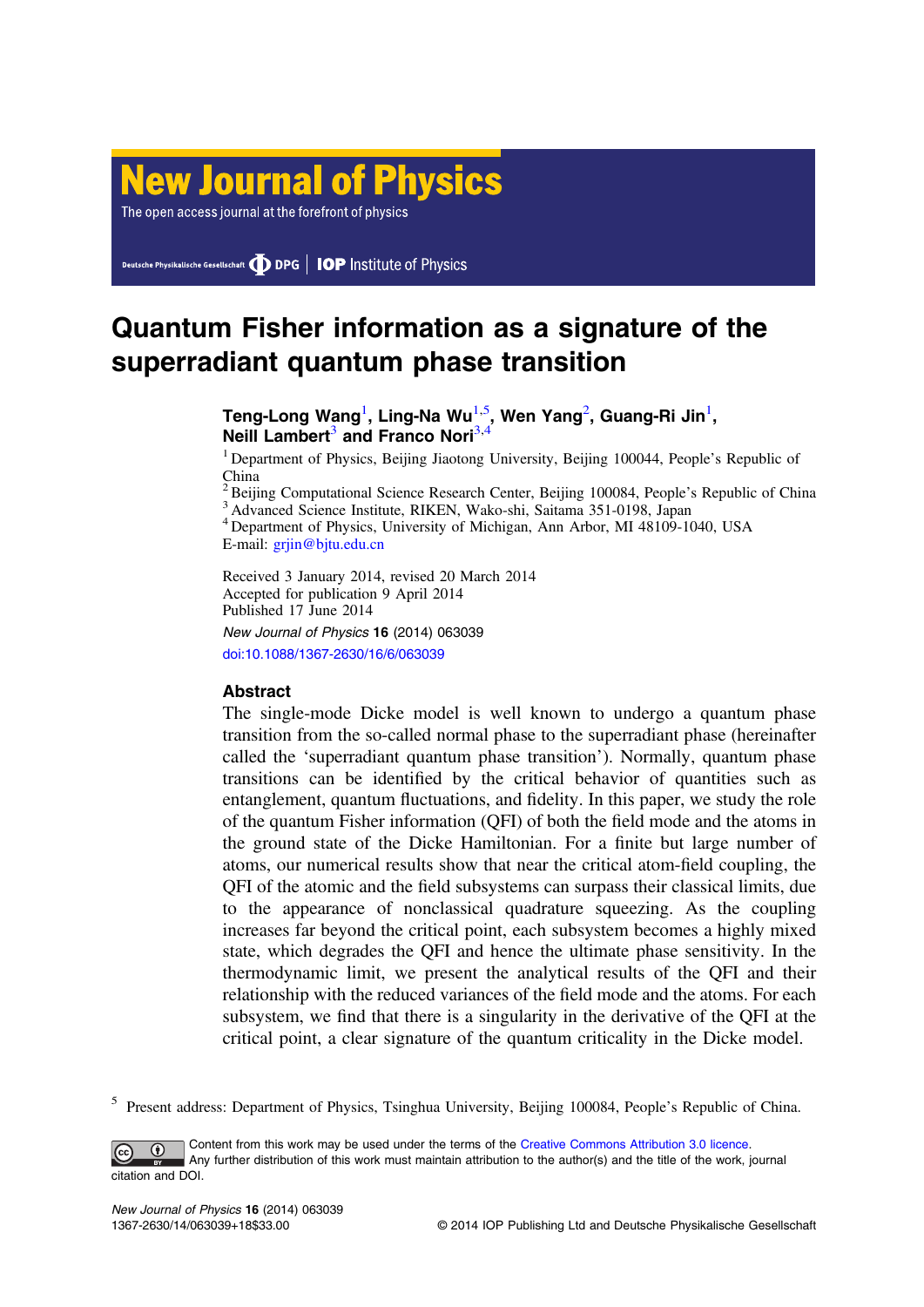# Quantum Fisher information as a signature of the superradiant quantum phase transition

**Teng-Long Wang[1], Ling-Na Wu[1,5], Wen Yang[2], Guang-Ri Jin[1], Neill Lambert[3] and Franco Nori[3,4]**

[1] Department of Physics, Beijing Jiaotong University, Beijing 100044, People's Republic of China
[2] Beijing Computational Science Research Center, Beijing 100084, People's Republic of China
[3] Advanced Science Institute, RIKEN, Wako-shi, Saitama 351-0198, Japan
[4] Department of Physics, University of Michigan, Ann Arbor, MI 48109-1040, USA
E-mail: grjin@bjtu.edu.cn

Received 3 January 2014, revised 20 March 2014
Accepted for publication 9 April 2014
Published 17 June 2014

*New Journal of Physics* **16** (2014) 063039
doi:10.1088/1367-2630/16/6/063039

## Abstract

The single-mode Dicke model is well known to undergo a quantum phase transition from the so-called normal phase to the superradiant phase (hereinafter called the 'superradiant quantum phase transition'). Normally, quantum phase transitions can be identified by the critical behavior of quantities such as entanglement, quantum fluctuations, and fidelity. In this paper, we study the role of the quantum Fisher information (QFI) of both the field mode and the atoms in the ground state of the Dicke Hamiltonian. For a finite but large number of atoms, our numerical results show that near the critical atom-field coupling, the QFI of the atomic and the field subsystems can surpass their classical limits, due to the appearance of nonclassical quadrature squeezing. As the coupling increases far beyond the critical point, each subsystem becomes a highly mixed state, which degrades the QFI and hence the ultimate phase sensitivity. In the thermodynamic limit, we present the analytical results of the QFI and their relationship with the reduced variances of the field mode and the atoms. For each subsystem, we find that there is a singularity in the derivative of the QFI at the critical point, a clear signature of the quantum criticality in the Dicke model.

[5] Present address: Department of Physics, Tsinghua University, Beijing 100084, People's Republic of China.

Content from this work may be used under the terms of the Creative Commons Attribution 3.0 licence. Any further distribution of this work must maintain attribution to the author(s) and the title of the work, journal citation and DOI.

1367-2630/14/063039+18$33.00 © 2014 IOP Publishing Ltd and Deutsche Physikalische Gesellschaft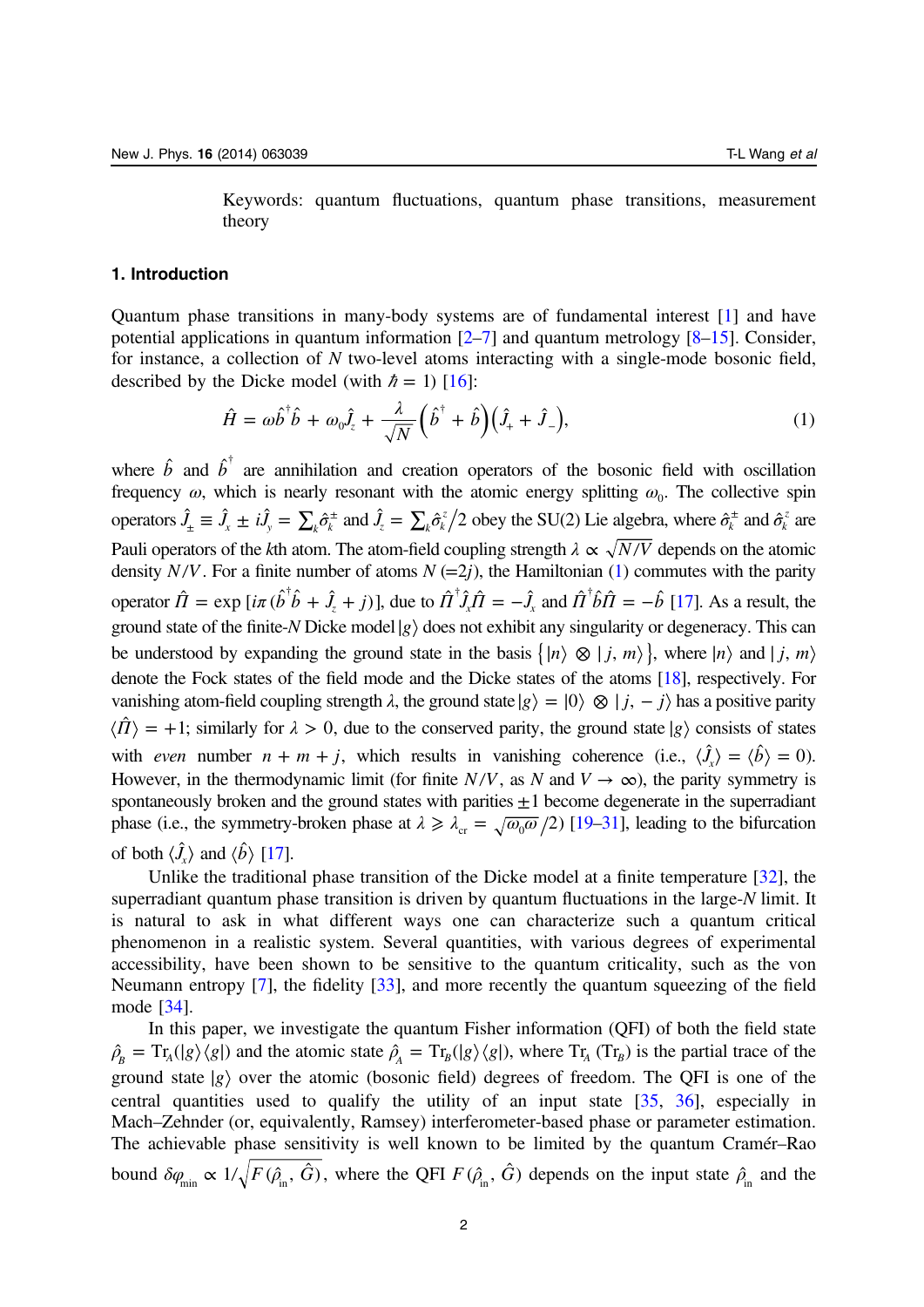Keywords: quantum fluctuations, quantum phase transitions, measurement theory

## 1. Introduction

Quantum phase transitions in many-body systems are of fundamental interest [1] and have potential applications in quantum information [2–7] and quantum metrology [8–15]. Consider, for instance, a collection of $N$ two-level atoms interacting with a single-mode bosonic field, described by the Dicke model (with $\hbar = 1$) [16]:

$$\hat{H} = \omega \hat{b}^{\dagger}\hat{b} + \omega_0 \hat{J}_z + \frac{\lambda}{\sqrt{N}}\left(\hat{b}^{\dagger} + \hat{b}\right)\left(\hat{J}_+ + \hat{J}_-\right), \tag{1}$$

where $\hat{b}$ and $\hat{b}^{\dagger}$ are annihilation and creation operators of the bosonic field with oscillation frequency $\omega$, which is nearly resonant with the atomic energy splitting $\omega_0$. The collective spin operators $\hat{J}_{\pm} \equiv \hat{J}_x \pm i\hat{J}_y = \sum_k \hat{\sigma}_k^{\pm}$ and $\hat{J}_z = \sum_k \hat{\sigma}_k^z/2$ obey the SU(2) Lie algebra, where $\hat{\sigma}_k^{\pm}$ and $\hat{\sigma}_k^z$ are Pauli operators of the $k$th atom. The atom-field coupling strength $\lambda \propto \sqrt{N/V}$ depends on the atomic density $N/V$. For a finite number of atoms $N$ $(=2j)$, the Hamiltonian (1) commutes with the parity operator $\hat{\Pi} = \exp\left[i\pi\left(\hat{b}^{\dagger}\hat{b} + \hat{J}_z + j\right)\right]$, due to $\hat{\Pi}^{\dagger}\hat{J}_x\hat{\Pi} = -\hat{J}_x$ and $\hat{\Pi}^{\dagger}\hat{b}\hat{\Pi} = -\hat{b}$ [17]. As a result, the ground state of the finite-$N$ Dicke model $|g\rangle$ does not exhibit any singularity or degeneracy. This can be understood by expanding the ground state in the basis $\{|n\rangle \otimes |j, m\rangle\}$, where $|n\rangle$ and $|j, m\rangle$ denote the Fock states of the field mode and the Dicke states of the atoms [18], respectively. For vanishing atom-field coupling strength $\lambda$, the ground state $|g\rangle = |0\rangle \otimes |j, -j\rangle$ has a positive parity $\langle\hat{\Pi}\rangle = +1$; similarly for $\lambda > 0$, due to the conserved parity, the ground state $|g\rangle$ consists of states with *even* number $n + m + j$, which results in vanishing coherence (i.e., $\langle\hat{J}_x\rangle = \langle\hat{b}\rangle = 0$). However, in the thermodynamic limit (for finite $N/V$, as $N$ and $V \to \infty$), the parity symmetry is spontaneously broken and the ground states with parities $\pm 1$ become degenerate in the superradiant phase (i.e., the symmetry-broken phase at $\lambda \geqslant \lambda_{\rm cr} = \sqrt{\omega_0\omega}/2$) [19–31], leading to the bifurcation of both $\langle\hat{J}_x\rangle$ and $\langle\hat{b}\rangle$ [17].

Unlike the traditional phase transition of the Dicke model at a finite temperature [32], the superradiant quantum phase transition is driven by quantum fluctuations in the large-$N$ limit. It is natural to ask in what different ways one can characterize such a quantum critical phenomenon in a realistic system. Several quantities, with various degrees of experimental accessibility, have been shown to be sensitive to the quantum criticality, such as the von Neumann entropy [7], the fidelity [33], and more recently the quantum squeezing of the field mode [34].

In this paper, we investigate the quantum Fisher information (QFI) of both the field state $\hat{\rho}_B = {\rm Tr}_A(|g\rangle\langle g|)$ and the atomic state $\hat{\rho}_A = {\rm Tr}_B(|g\rangle\langle g|)$, where ${\rm Tr}_A$ (${\rm Tr}_B$) is the partial trace of the ground state $|g\rangle$ over the atomic (bosonic field) degrees of freedom. The QFI is one of the central quantities used to qualify the utility of an input state [35, 36], especially in Mach–Zehnder (or, equivalently, Ramsey) interferometer-based phase or parameter estimation. The achievable phase sensitivity is well known to be limited by the quantum Cramér–Rao bound $\delta\varphi_{\rm min} \propto 1/\sqrt{F(\hat{\rho}_{\rm in}, \hat{G})}$, where the QFI $F(\hat{\rho}_{\rm in}, \hat{G})$ depends on the input state $\hat{\rho}_{\rm in}$ and the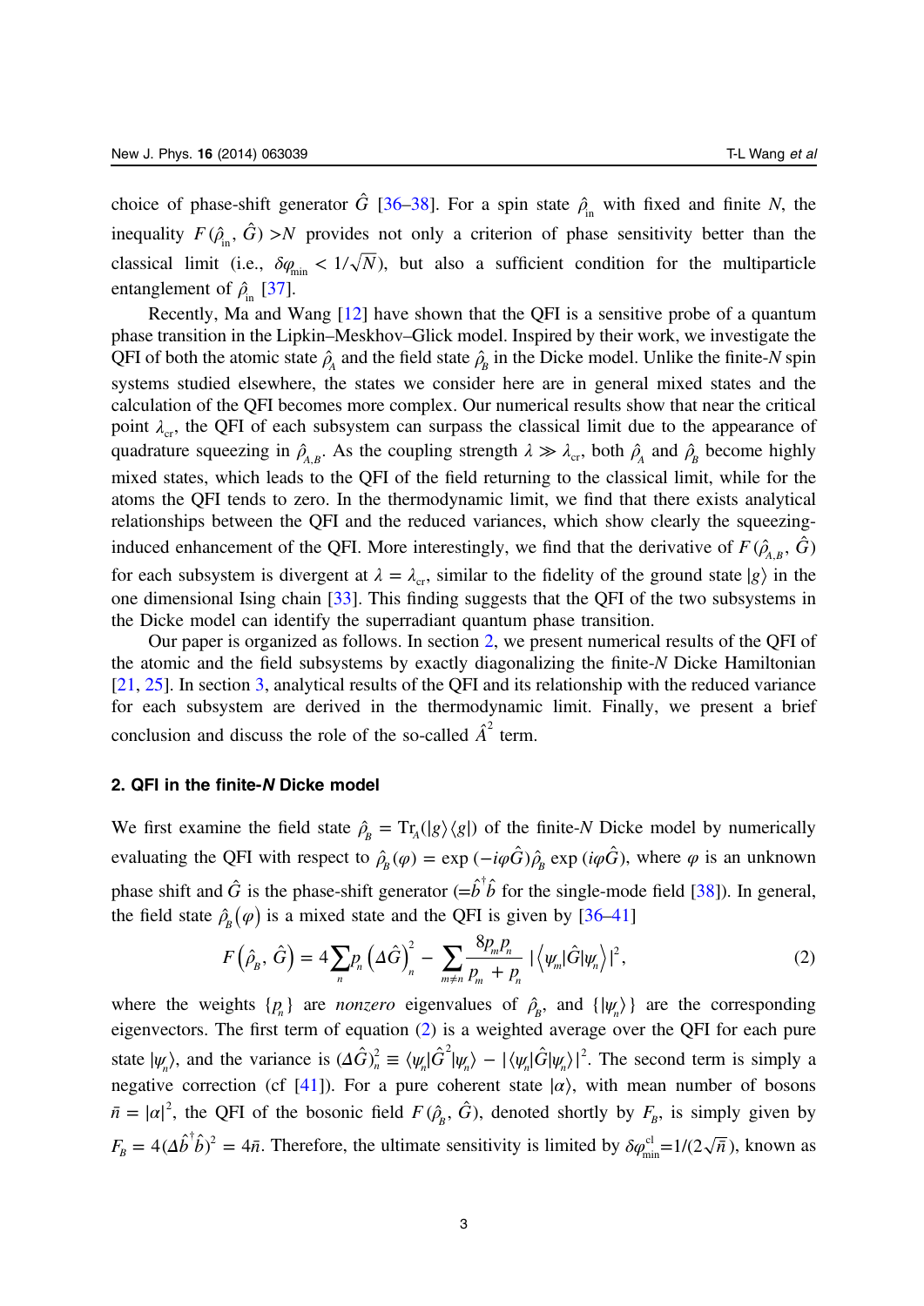choice of phase-shift generator $\hat{G}$ [36–38]. For a spin state $\hat{\rho}_{\text{in}}$ with fixed and finite $N$, the inequality $F(\hat{\rho}_{\text{in}}, \hat{G}) > N$ provides not only a criterion of phase sensitivity better than the classical limit (i.e., $\delta\varphi_{\min} < 1/\sqrt{N}$), but also a sufficient condition for the multiparticle entanglement of $\hat{\rho}_{\text{in}}$ [37].

Recently, Ma and Wang [12] have shown that the QFI is a sensitive probe of a quantum phase transition in the Lipkin–Meskhov–Glick model. Inspired by their work, we investigate the QFI of both the atomic state $\hat{\rho}_A$ and the field state $\hat{\rho}_B$ in the Dicke model. Unlike the finite-$N$ spin systems studied elsewhere, the states we consider here are in general mixed states and the calculation of the QFI becomes more complex. Our numerical results show that near the critical point $\lambda_{\text{cr}}$, the QFI of each subsystem can surpass the classical limit due to the appearance of quadrature squeezing in $\hat{\rho}_{A,B}$. As the coupling strength $\lambda \gg \lambda_{\text{cr}}$, both $\hat{\rho}_A$ and $\hat{\rho}_B$ become highly mixed states, which leads to the QFI of the field returning to the classical limit, while for the atoms the QFI tends to zero. In the thermodynamic limit, we find that there exists analytical relationships between the QFI and the reduced variances, which show clearly the squeezing-induced enhancement of the QFI. More interestingly, we find that the derivative of $F(\hat{\rho}_{A,B}, \hat{G})$ for each subsystem is divergent at $\lambda = \lambda_{\text{cr}}$, similar to the fidelity of the ground state $|g\rangle$ in the one dimensional Ising chain [33]. This finding suggests that the QFI of the two subsystems in the Dicke model can identify the superradiant quantum phase transition.

Our paper is organized as follows. In section 2, we present numerical results of the QFI of the atomic and the field subsystems by exactly diagonalizing the finite-$N$ Dicke Hamiltonian [21, 25]. In section 3, analytical results of the QFI and its relationship with the reduced variance for each subsystem are derived in the thermodynamic limit. Finally, we present a brief conclusion and discuss the role of the so-called $\hat{A}^2$ term.

## 2. QFI in the finite-*N* Dicke model

We first examine the field state $\hat{\rho}_B = \text{Tr}_A(|g\rangle\langle g|)$ of the finite-$N$ Dicke model by numerically evaluating the QFI with respect to $\hat{\rho}_B(\varphi) = \exp(-i\varphi\hat{G})\hat{\rho}_B \exp(i\varphi\hat{G})$, where $\varphi$ is an unknown phase shift and $\hat{G}$ is the phase-shift generator ($=\hat{b}^\dagger\hat{b}$ for the single-mode field [38]). In general, the field state $\hat{\rho}_B(\varphi)$ is a mixed state and the QFI is given by [36–41]

$$F\left(\hat{\rho}_B, \hat{G}\right) = 4\sum_n p_n \left(\Delta\hat{G}\right)_n^2 - \sum_{m \neq n} \frac{8p_m p_n}{p_m + p_n} \left|\left\langle\psi_m|\hat{G}|\psi_n\right\rangle\right|^2, \tag{2}$$

where the weights $\{p_n\}$ are *nonzero* eigenvalues of $\hat{\rho}_B$, and $\{|\psi_n\rangle\}$ are the corresponding eigenvectors. The first term of equation (2) is a weighted average over the QFI for each pure state $|\psi_n\rangle$, and the variance is $(\Delta\hat{G})_n^2 \equiv \langle\psi_n|\hat{G}^2|\psi_n\rangle - |\langle\psi_n|\hat{G}|\psi_n\rangle|^2$. The second term is simply a negative correction (cf [41]). For a pure coherent state $|\alpha\rangle$, with mean number of bosons $\bar{n} = |\alpha|^2$, the QFI of the bosonic field $F(\hat{\rho}_B, \hat{G})$, denoted shortly by $F_B$, is simply given by $F_B = 4(\Delta\hat{b}^\dagger\hat{b})^2 = 4\bar{n}$. Therefore, the ultimate sensitivity is limited by $\delta\varphi_{\min}^{\text{cl}} = 1/(2\sqrt{\bar{n}})$, known as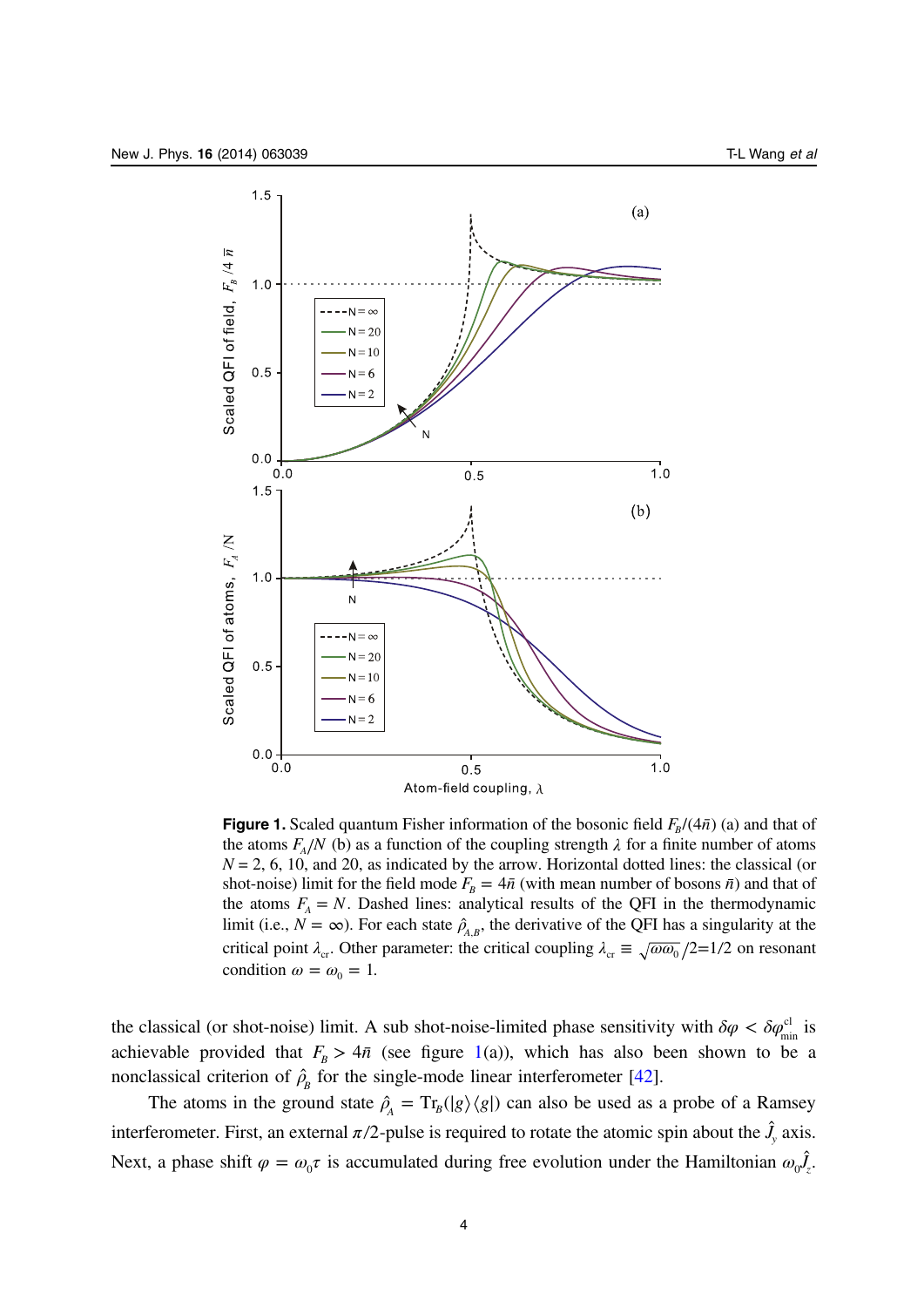**Figure 1.** Scaled quantum Fisher information of the bosonic field $F_B/(4\bar{n})$ (a) and that of the atoms $F_A/N$ (b) as a function of the coupling strength $\lambda$ for a finite number of atoms $N = 2$, 6, 10, and 20, as indicated by the arrow. Horizontal dotted lines: the classical (or shot-noise) limit for the field mode $F_B = 4\bar{n}$ (with mean number of bosons $\bar{n}$) and that of the atoms $F_A = N$. Dashed lines: analytical results of the QFI in the thermodynamic limit (i.e., $N = \infty$). For each state $\hat{\rho}_{A,B}$, the derivative of the QFI has a singularity at the critical point $\lambda_{\rm cr}$. Other parameter: the critical coupling $\lambda_{\rm cr} \equiv \sqrt{\omega\omega_0}/2$=1/2 on resonant condition $\omega = \omega_0 = 1$.

the classical (or shot-noise) limit. A sub shot-noise-limited phase sensitivity with $\delta\varphi < \delta\varphi_{\rm min}^{\rm cl}$ is achievable provided that $F_B > 4\bar{n}$ (see figure 1(a)), which has also been shown to be a nonclassical criterion of $\hat{\rho}_B$ for the single-mode linear interferometer [42].

The atoms in the ground state $\hat{\rho}_A = {\rm Tr}_B(|g\rangle\langle g|)$ can also be used as a probe of a Ramsey interferometer. First, an external $\pi/2$-pulse is required to rotate the atomic spin about the $\hat{J}_y$ axis. Next, a phase shift $\varphi = \omega_0\tau$ is accumulated during free evolution under the Hamiltonian $\omega_0\hat{J}_z$.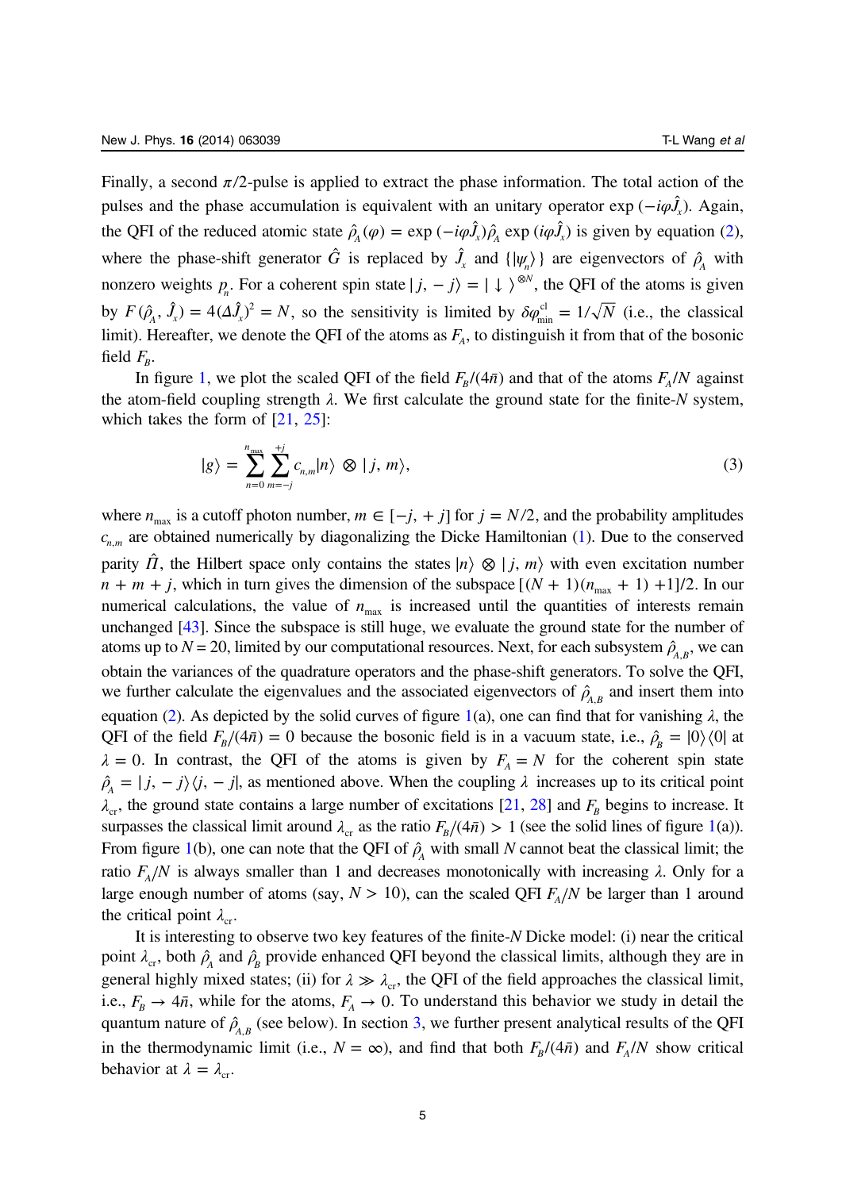Finally, a second $\pi/2$-pulse is applied to extract the phase information. The total action of the pulses and the phase accumulation is equivalent with an unitary operator $\exp(-i\varphi\hat{J}_x)$. Again, the QFI of the reduced atomic state $\hat{\rho}_A(\varphi) = \exp(-i\varphi\hat{J}_x)\hat{\rho}_A \exp(i\varphi\hat{J}_x)$ is given by equation (2), where the phase-shift generator $\hat{G}$ is replaced by $\hat{J}_x$ and $\{|\psi_n\rangle\}$ are eigenvectors of $\hat{\rho}_A$ with nonzero weights $p_n$. For a coherent spin state $|j, -j\rangle = |\downarrow\rangle^{\otimes N}$, the QFI of the atoms is given by $F(\hat{\rho}_A, \hat{J}_x) = 4(\Delta\hat{J}_x)^2 = N$, so the sensitivity is limited by $\delta\varphi_{\min}^{\text{cl}} = 1/\sqrt{N}$ (i.e., the classical limit). Hereafter, we denote the QFI of the atoms as $F_A$, to distinguish it from that of the bosonic field $F_B$.

In figure 1, we plot the scaled QFI of the field $F_B/(4\bar{n})$ and that of the atoms $F_A/N$ against the atom-field coupling strength $\lambda$. We first calculate the ground state for the finite-$N$ system, which takes the form of [21, 25]:

$$|g\rangle = \sum_{n=0}^{n_{\max}} \sum_{m=-j}^{+j} c_{n,m} |n\rangle \otimes |j, m\rangle, \tag{3}$$

where $n_{\max}$ is a cutoff photon number, $m \in [-j, +j]$ for $j = N/2$, and the probability amplitudes $c_{n,m}$ are obtained numerically by diagonalizing the Dicke Hamiltonian (1). Due to the conserved parity $\hat{\Pi}$, the Hilbert space only contains the states $|n\rangle \otimes |j, m\rangle$ with even excitation number $n + m + j$, which in turn gives the dimension of the subspace $[(N+1)(n_{\max}+1)+1]/2$. In our numerical calculations, the value of $n_{\max}$ is increased until the quantities of interests remain unchanged [43]. Since the subspace is still huge, we evaluate the ground state for the number of atoms up to $N = 20$, limited by our computational resources. Next, for each subsystem $\hat{\rho}_{A,B}$, we can obtain the variances of the quadrature operators and the phase-shift generators. To solve the QFI, we further calculate the eigenvalues and the associated eigenvectors of $\hat{\rho}_{A,B}$ and insert them into equation (2). As depicted by the solid curves of figure 1(a), one can find that for vanishing $\lambda$, the QFI of the field $F_B/(4\bar{n}) = 0$ because the bosonic field is in a vacuum state, i.e., $\hat{\rho}_B = |0\rangle\langle 0|$ at $\lambda = 0$. In contrast, the QFI of the atoms is given by $F_A = N$ for the coherent spin state $\hat{\rho}_A = |j, -j\rangle\langle j, -j|$, as mentioned above. When the coupling $\lambda$ increases up to its critical point $\lambda_{\text{cr}}$, the ground state contains a large number of excitations [21, 28] and $F_B$ begins to increase. It surpasses the classical limit around $\lambda_{\text{cr}}$ as the ratio $F_B/(4\bar{n}) > 1$ (see the solid lines of figure 1(a)). From figure 1(b), one can note that the QFI of $\hat{\rho}_A$ with small $N$ cannot beat the classical limit; the ratio $F_A/N$ is always smaller than 1 and decreases monotonically with increasing $\lambda$. Only for a large enough number of atoms (say, $N > 10$), can the scaled QFI $F_A/N$ be larger than 1 around the critical point $\lambda_{\text{cr}}$.

It is interesting to observe two key features of the finite-$N$ Dicke model: (i) near the critical point $\lambda_{\text{cr}}$, both $\hat{\rho}_A$ and $\hat{\rho}_B$ provide enhanced QFI beyond the classical limits, although they are in general highly mixed states; (ii) for $\lambda \gg \lambda_{\text{cr}}$, the QFI of the field approaches the classical limit, i.e., $F_B \to 4\bar{n}$, while for the atoms, $F_A \to 0$. To understand this behavior we study in detail the quantum nature of $\hat{\rho}_{A,B}$ (see below). In section 3, we further present analytical results of the QFI in the thermodynamic limit (i.e., $N = \infty$), and find that both $F_B/(4\bar{n})$ and $F_A/N$ show critical behavior at $\lambda = \lambda_{\text{cr}}$.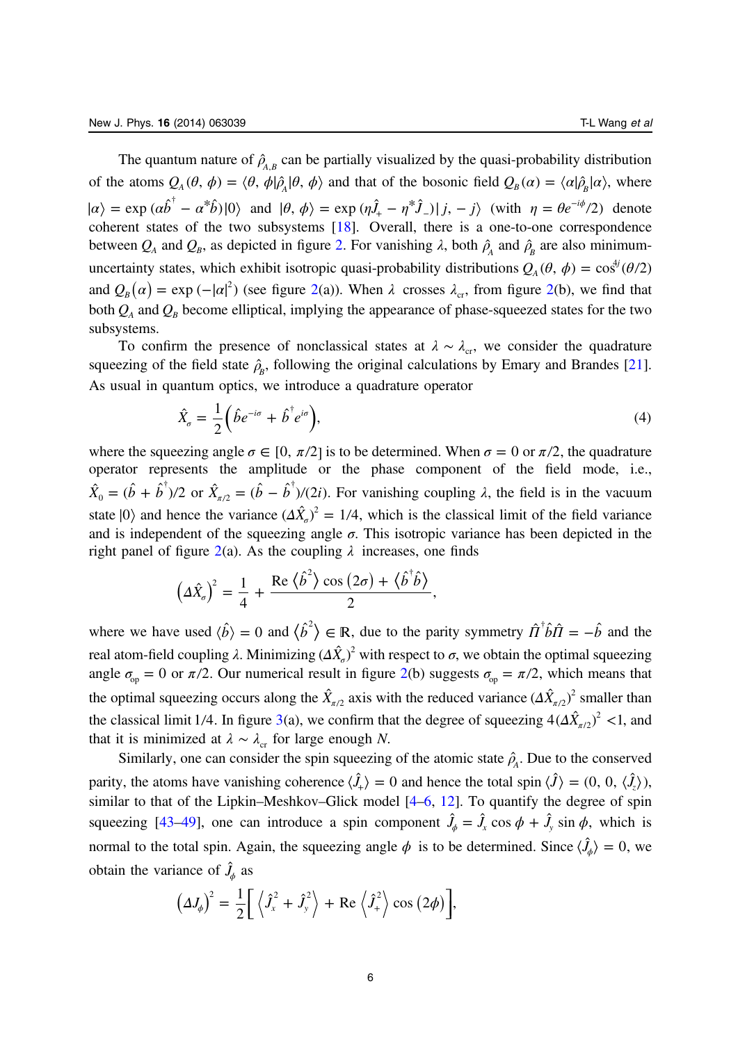The quantum nature of $\hat{\rho}_{A,B}$ can be partially visualized by the quasi-probability distribution of the atoms $Q_A(\theta, \phi) = \langle \theta, \phi | \hat{\rho}_A | \theta, \phi \rangle$ and that of the bosonic field $Q_B(\alpha) = \langle \alpha | \hat{\rho}_B | \alpha \rangle$, where $|\alpha\rangle = \exp(\alpha \hat{b}^\dagger - \alpha^* \hat{b})|0\rangle$ and $|\theta, \phi\rangle = \exp(\eta \hat{J}_+ - \eta^* \hat{J}_-)|j, -j\rangle$ (with $\eta = \theta e^{-i\phi}/2$) denote coherent states of the two subsystems [18]. Overall, there is a one-to-one correspondence between $Q_A$ and $Q_B$, as depicted in figure 2. For vanishing $\lambda$, both $\hat{\rho}_A$ and $\hat{\rho}_B$ are also minimum-uncertainty states, which exhibit isotropic quasi-probability distributions $Q_A(\theta, \phi) = \cos^{4j}(\theta/2)$ and $Q_B(\alpha) = \exp(-|\alpha|^2)$ (see figure 2(a)). When $\lambda$ crosses $\lambda_{\rm cr}$, from figure 2(b), we find that both $Q_A$ and $Q_B$ become elliptical, implying the appearance of phase-squeezed states for the two subsystems.

To confirm the presence of nonclassical states at $\lambda \sim \lambda_{\rm cr}$, we consider the quadrature squeezing of the field state $\hat{\rho}_B$, following the original calculations by Emary and Brandes [21]. As usual in quantum optics, we introduce a quadrature operator

$$\hat{X}_\sigma = \frac{1}{2}\left(\hat{b} e^{-i\sigma} + \hat{b}^\dagger e^{i\sigma}\right), \tag{4}$$

where the squeezing angle $\sigma \in [0, \pi/2]$ is to be determined. When $\sigma = 0$ or $\pi/2$, the quadrature operator represents the amplitude or the phase component of the field mode, i.e., $\hat{X}_0 = (\hat{b} + \hat{b}^\dagger)/2$ or $\hat{X}_{\pi/2} = (\hat{b} - \hat{b}^\dagger)/(2i)$. For vanishing coupling $\lambda$, the field is in the vacuum state $|0\rangle$ and hence the variance $(\Delta \hat{X}_\sigma)^2 = 1/4$, which is the classical limit of the field variance and is independent of the squeezing angle $\sigma$. This isotropic variance has been depicted in the right panel of figure 2(a). As the coupling $\lambda$ increases, one finds

$$\left(\Delta \hat{X}_\sigma\right)^2 = \frac{1}{4} + \frac{\mathrm{Re}\left\langle \hat{b}^2 \right\rangle \cos(2\sigma) + \left\langle \hat{b}^\dagger \hat{b} \right\rangle}{2},$$

where we have used $\langle \hat{b} \rangle = 0$ and $\left\langle \hat{b}^2 \right\rangle \in \mathbb{R}$, due to the parity symmetry $\hat{\Pi}^\dagger \hat{b} \hat{\Pi} = -\hat{b}$ and the real atom-field coupling $\lambda$. Minimizing $(\Delta \hat{X}_\sigma)^2$ with respect to $\sigma$, we obtain the optimal squeezing angle $\sigma_{\rm op} = 0$ or $\pi/2$. Our numerical result in figure 2(b) suggests $\sigma_{\rm op} = \pi/2$, which means that the optimal squeezing occurs along the $\hat{X}_{\pi/2}$ axis with the reduced variance $(\Delta \hat{X}_{\pi/2})^2$ smaller than the classical limit 1/4. In figure 3(a), we confirm that the degree of squeezing $4(\Delta \hat{X}_{\pi/2})^2 < 1$, and that it is minimized at $\lambda \sim \lambda_{\rm cr}$ for large enough $N$.

Similarly, one can consider the spin squeezing of the atomic state $\hat{\rho}_A$. Due to the conserved parity, the atoms have vanishing coherence $\langle \hat{J}_+ \rangle = 0$ and hence the total spin $\langle \hat{J} \rangle = (0, 0, \langle \hat{J}_z \rangle)$, similar to that of the Lipkin–Meshkov–Glick model [4–6, 12]. To quantify the degree of spin squeezing [43–49], one can introduce a spin component $\hat{J}_\phi = \hat{J}_x \cos\phi + \hat{J}_y \sin\phi$, which is normal to the total spin. Again, the squeezing angle $\phi$ is to be determined. Since $\langle \hat{J}_\phi \rangle = 0$, we obtain the variance of $\hat{J}_\phi$ as

$$\left(\Delta J_\phi\right)^2 = \frac{1}{2}\left[\left\langle \hat{J}_x^2 + \hat{J}_y^2 \right\rangle + \mathrm{Re}\left\langle \hat{J}_+^2 \right\rangle \cos(2\phi)\right],$$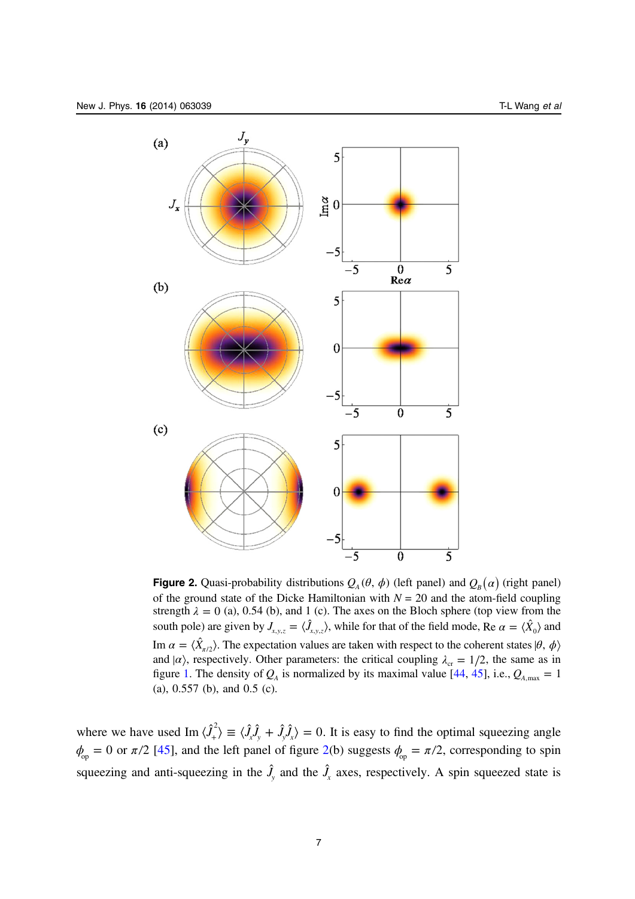**Figure 2.** Quasi-probability distributions $Q_A(\theta, \phi)$ (left panel) and $Q_B(\alpha)$ (right panel) of the ground state of the Dicke Hamiltonian with $N = 20$ and the atom-field coupling strength $\lambda = 0$ (a), 0.54 (b), and 1 (c). The axes on the Bloch sphere (top view from the south pole) are given by $J_{x,y,z} = \langle \hat{J}_{x,y,z} \rangle$, while for that of the field mode, Re $\alpha = \langle \hat{X}_0 \rangle$ and Im $\alpha = \langle \hat{X}_{\pi/2} \rangle$. The expectation values are taken with respect to the coherent states $|\theta, \phi\rangle$ and $|\alpha\rangle$, respectively. Other parameters: the critical coupling $\lambda_{\rm cr} = 1/2$, the same as in figure 1. The density of $Q_A$ is normalized by its maximal value [44, 45], i.e., $Q_{A,\max} = 1$ (a), 0.557 (b), and 0.5 (c).

where we have used Im $\langle \hat{J}_+^2 \rangle \equiv \langle \hat{J}_x \hat{J}_y + \hat{J}_y \hat{J}_x \rangle = 0$. It is easy to find the optimal squeezing angle $\phi_{\rm op} = 0$ or $\pi/2$ [45], and the left panel of figure 2(b) suggests $\phi_{\rm op} = \pi/2$, corresponding to spin squeezing and anti-squeezing in the $\hat{J}_y$ and the $\hat{J}_x$ axes, respectively. A spin squeezed state is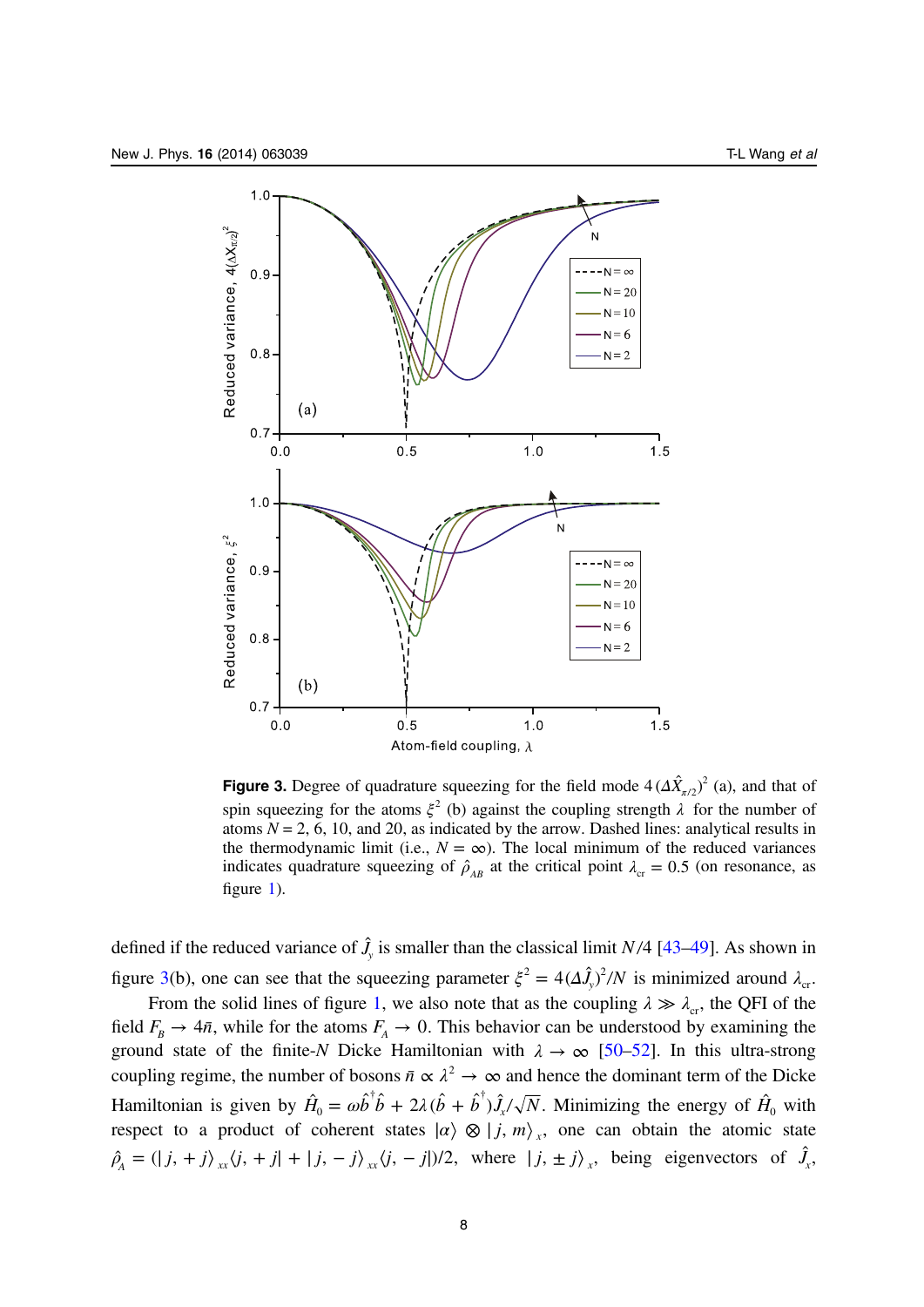**Figure 3.** Degree of quadrature squeezing for the field mode $4(\Delta\hat{X}_{\pi/2})^2$ (a), and that of spin squeezing for the atoms $\xi^2$ (b) against the coupling strength $\lambda$ for the number of atoms $N = 2$, 6, 10, and 20, as indicated by the arrow. Dashed lines: analytical results in the thermodynamic limit (i.e., $N = \infty$). The local minimum of the reduced variances indicates quadrature squeezing of $\hat{\rho}_{AB}$ at the critical point $\lambda_{\rm cr} = 0.5$ (on resonance, as figure 1).

defined if the reduced variance of $\hat{J}_y$ is smaller than the classical limit $N/4$ [43–49]. As shown in figure 3(b), one can see that the squeezing parameter $\xi^2 = 4(\Delta\hat{J}_y)^2/N$ is minimized around $\lambda_{\rm cr}$.

From the solid lines of figure 1, we also note that as the coupling $\lambda \gg \lambda_{\rm cr}$, the QFI of the field $F_B \to 4\bar{n}$, while for the atoms $F_A \to 0$. This behavior can be understood by examining the ground state of the finite-$N$ Dicke Hamiltonian with $\lambda \to \infty$ [50–52]. In this ultra-strong coupling regime, the number of bosons $\bar{n} \propto \lambda^2 \to \infty$ and hence the dominant term of the Dicke Hamiltonian is given by $\hat{H}_0 = \omega\hat{b}^\dagger\hat{b} + 2\lambda(\hat{b} + \hat{b}^\dagger)\hat{J}_x/\sqrt{N}$. Minimizing the energy of $\hat{H}_0$ with respect to a product of coherent states $|\alpha\rangle \otimes |j, m\rangle_x$, one can obtain the atomic state $\hat{\rho}_A = (|j, +j\rangle_{xx}\langle j, +j| + |j, -j\rangle_{xx}\langle j, -j|)/2$, where $|j, \pm j\rangle_x$, being eigenvectors of $\hat{J}_x$,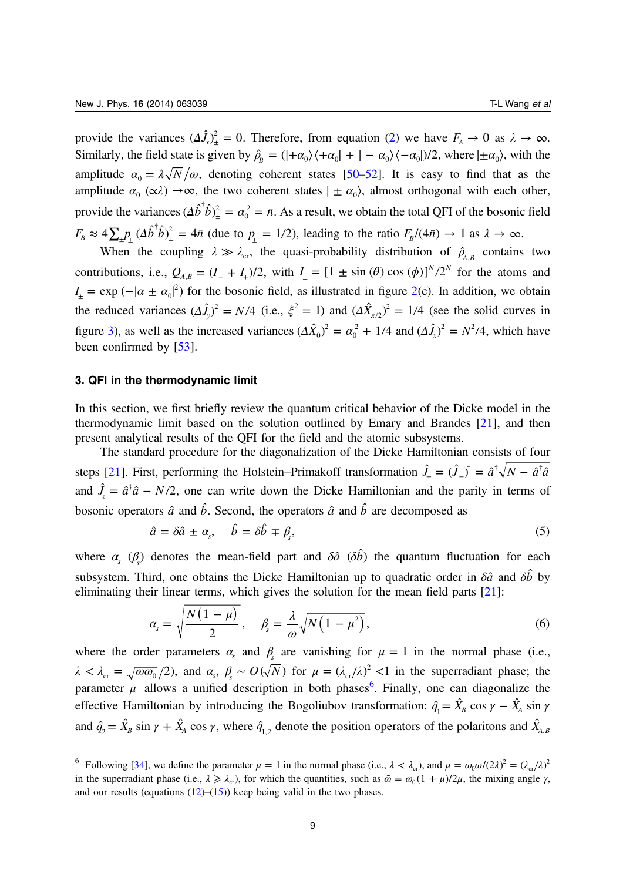provide the variances $(\Delta \hat{J}_x)^2_\pm = 0$. Therefore, from equation (2) we have $F_A \to 0$ as $\lambda \to \infty$. Similarly, the field state is given by $\hat{\rho}_B = (|+\alpha_0\rangle\langle+\alpha_0| + |-\alpha_0\rangle\langle-\alpha_0|)/2$, where $|\pm\alpha_0\rangle$, with the amplitude $\alpha_0 = \lambda\sqrt{N}/\omega$, denoting coherent states [50–52]. It is easy to find that as the amplitude $\alpha_0$ $(\propto\lambda) \to\infty$, the two coherent states $|\pm\alpha_0\rangle$, almost orthogonal with each other, provide the variances $(\Delta\hat{b}^\dagger\hat{b})^2_\pm = \alpha_0^2 = \bar{n}$. As a result, we obtain the total QFI of the bosonic field $F_B \approx 4\sum_\pm p_\pm (\Delta\hat{b}^\dagger\hat{b})^2_\pm = 4\bar{n}$ (due to $p_\pm = 1/2$), leading to the ratio $F_B/(4\bar{n}) \to 1$ as $\lambda \to \infty$.

When the coupling $\lambda \gg \lambda_{\rm cr}$, the quasi-probability distribution of $\hat{\rho}_{A,B}$ contains two contributions, i.e., $Q_{A,B} = (I_- + I_+)/2$, with $I_\pm = [1 \pm \sin(\theta)\cos(\phi)]^N/2^N$ for the atoms and $I_\pm = \exp(-|\alpha \pm \alpha_0|^2)$ for the bosonic field, as illustrated in figure 2(c). In addition, we obtain the reduced variances $(\Delta\hat{J}_y)^2 = N/4$ (i.e., $\xi^2 = 1$) and $(\Delta\hat{X}_{\pi/2})^2 = 1/4$ (see the solid curves in figure 3), as well as the increased variances $(\Delta\hat{X}_0)^2 = \alpha_0^2 + 1/4$ and $(\Delta\hat{J}_x)^2 = N^2/4$, which have been confirmed by [53].

## 3. QFI in the thermodynamic limit

In this section, we first briefly review the quantum critical behavior of the Dicke model in the thermodynamic limit based on the solution outlined by Emary and Brandes [21], and then present analytical results of the QFI for the field and the atomic subsystems.

The standard procedure for the diagonalization of the Dicke Hamiltonian consists of four steps [21]. First, performing the Holstein–Primakoff transformation $\hat{J}_+ = (\hat{J}_-)^\dagger = \hat{a}^\dagger\sqrt{N - \hat{a}^\dagger\hat{a}}$ and $\hat{J}_z = \hat{a}^\dagger\hat{a} - N/2$, one can write down the Dicke Hamiltonian and the parity in terms of bosonic operators $\hat{a}$ and $\hat{b}$. Second, the operators $\hat{a}$ and $\hat{b}$ are decomposed as

$$\hat{a} = \delta\hat{a} \pm \alpha_s, \quad \hat{b} = \delta\hat{b} \mp \beta_s, \tag{5}$$

where $\alpha_s$ $(\beta_s)$ denotes the mean-field part and $\delta\hat{a}$ $(\delta\hat{b})$ the quantum fluctuation for each subsystem. Third, one obtains the Dicke Hamiltonian up to quadratic order in $\delta\hat{a}$ and $\delta\hat{b}$ by eliminating their linear terms, which gives the solution for the mean field parts [21]:

$$\alpha_s = \sqrt{\frac{N(1-\mu)}{2}}, \quad \beta_s = \frac{\lambda}{\omega}\sqrt{N(1-\mu^2)}, \tag{6}$$

where the order parameters $\alpha_s$ and $\beta_s$ are vanishing for $\mu = 1$ in the normal phase (i.e., $\lambda < \lambda_{\rm cr} = \sqrt{\omega\omega_0}/2$), and $\alpha_s$, $\beta_s \sim O(\sqrt{N})$ for $\mu = (\lambda_{\rm cr}/\lambda)^2 < 1$ in the superradiant phase; the parameter $\mu$ allows a unified description in both phases[6]. Finally, one can diagonalize the effective Hamiltonian by introducing the Bogoliubov transformation: $\hat{q}_1 = \hat{X}_B\cos\gamma - \hat{X}_A\sin\gamma$ and $\hat{q}_2 = \hat{X}_B\sin\gamma + \hat{X}_A\cos\gamma$, where $\hat{q}_{1,2}$ denote the position operators of the polaritons and $\hat{X}_{A,B}$

[6] Following [34], we define the parameter $\mu = 1$ in the normal phase (i.e., $\lambda < \lambda_{\rm cr}$), and $\mu = \omega_0\omega/(2\lambda)^2 = (\lambda_{\rm cr}/\lambda)^2$ in the superradiant phase (i.e., $\lambda \geqslant \lambda_{\rm cr}$), for which the quantities, such as $\tilde{\omega} = \omega_0(1+\mu)/2\mu$, the mixing angle $\gamma$, and our results (equations (12)–(15)) keep being valid in the two phases.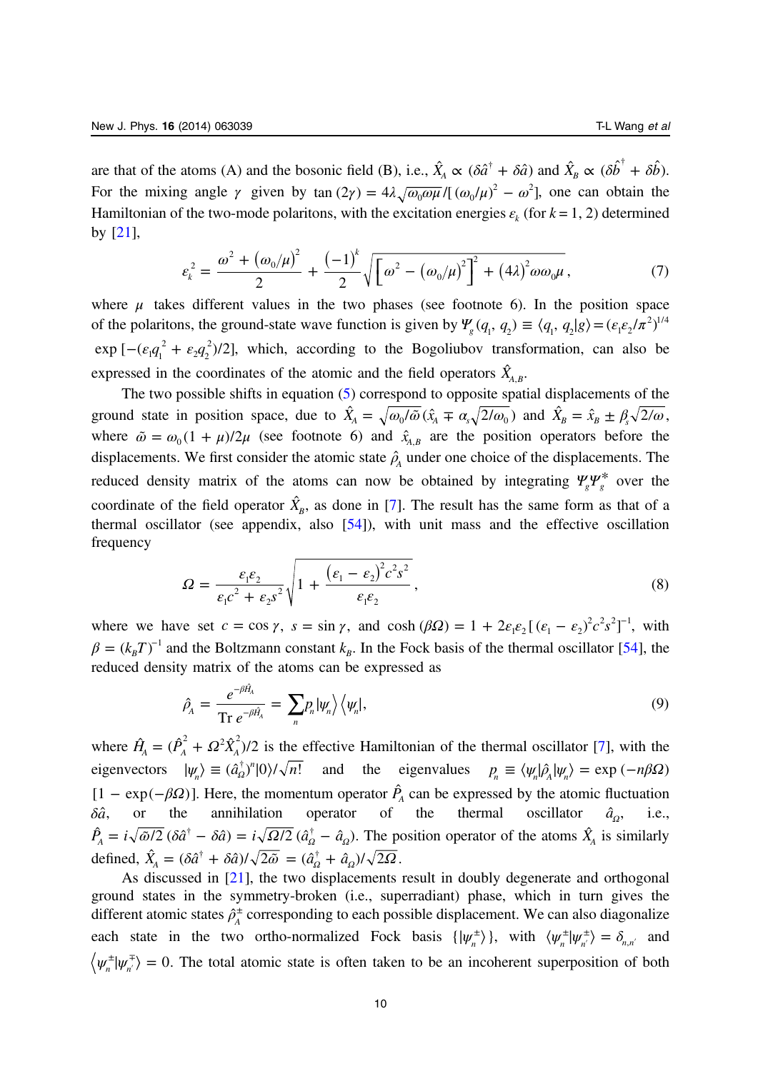are that of the atoms (A) and the bosonic field (B), i.e., $\hat{X}_A \propto (\delta\hat{a}^\dagger + \delta\hat{a})$ and $\hat{X}_B \propto (\delta\hat{b}^\dagger + \delta\hat{b})$. For the mixing angle $\gamma$ given by $\tan(2\gamma) = 4\lambda\sqrt{\omega_0\omega\mu}/[(\omega_0/\mu)^2 - \omega^2]$, one can obtain the Hamiltonian of the two-mode polaritons, with the excitation energies $\varepsilon_k$ (for $k = 1, 2$) determined by [21],

$$\varepsilon_k^2 = \frac{\omega^2 + (\omega_0/\mu)^2}{2} + \frac{(-1)^k}{2}\sqrt{\left[\omega^2 - (\omega_0/\mu)^2\right]^2 + (4\lambda)^2\omega\omega_0\mu}, \tag{7}$$

where $\mu$ takes different values in the two phases (see footnote 6). In the position space of the polaritons, the ground-state wave function is given by $\Psi_g(q_1, q_2) \equiv \langle q_1, q_2|g\rangle = (\varepsilon_1\varepsilon_2/\pi^2)^{1/4}$ $\exp[-(\varepsilon_1 q_1^2 + \varepsilon_2 q_2^2)/2]$, which, according to the Bogoliubov transformation, can also be expressed in the coordinates of the atomic and the field operators $\hat{X}_{A,B}$.

The two possible shifts in equation (5) correspond to opposite spatial displacements of the ground state in position space, due to $\hat{X}_A = \sqrt{\omega_0/\tilde{\omega}}(\hat{x}_A \mp \alpha_s\sqrt{2/\omega_0})$ and $\hat{X}_B = \hat{x}_B \pm \beta_s\sqrt{2/\omega}$, where $\tilde{\omega} = \omega_0(1+\mu)/2\mu$ (see footnote 6) and $\hat{x}_{A,B}$ are the position operators before the displacements. We first consider the atomic state $\hat{\rho}_A$ under one choice of the displacements. The reduced density matrix of the atoms can now be obtained by integrating $\Psi_g\Psi_g^*$ over the coordinate of the field operator $\hat{X}_B$, as done in [7]. The result has the same form as that of a thermal oscillator (see appendix, also [54]), with unit mass and the effective oscillation frequency

$$\Omega = \frac{\varepsilon_1\varepsilon_2}{\varepsilon_1 c^2 + \varepsilon_2 s^2}\sqrt{1 + \frac{(\varepsilon_1 - \varepsilon_2)^2 c^2 s^2}{\varepsilon_1\varepsilon_2}}, \tag{8}$$

where we have set $c = \cos\gamma$, $s = \sin\gamma$, and $\cosh(\beta\Omega) = 1 + 2\varepsilon_1\varepsilon_2[(\varepsilon_1 - \varepsilon_2)^2 c^2 s^2]^{-1}$, with $\beta = (k_B T)^{-1}$ and the Boltzmann constant $k_B$. In the Fock basis of the thermal oscillator [54], the reduced density matrix of the atoms can be expressed as

$$\hat{\rho}_A = \frac{e^{-\beta\hat{H}_A}}{\mathrm{Tr}\, e^{-\beta\hat{H}_A}} = \sum_n p_n|\psi_n\rangle\langle\psi_n|, \tag{9}$$

where $\hat{H}_A = (\hat{P}_A^2 + \Omega^2\hat{X}_A^2)/2$ is the effective Hamiltonian of the thermal oscillator [7], with the eigenvectors $|\psi_n\rangle \equiv (\hat{a}_\Omega^\dagger)^n|0\rangle/\sqrt{n!}$ and the eigenvalues $p_n \equiv \langle\psi_n|\hat{\rho}_A|\psi_n\rangle = \exp(-n\beta\Omega)$ $[1 - \exp(-\beta\Omega)]$. Here, the momentum operator $\hat{P}_A$ can be expressed by the atomic fluctuation $\delta\hat{a}$, or the annihilation operator of the thermal oscillator $\hat{a}_\Omega$, i.e., $\hat{P}_A = i\sqrt{\tilde{\omega}/2}(\delta\hat{a}^\dagger - \delta\hat{a}) = i\sqrt{\Omega/2}(\hat{a}_\Omega^\dagger - \hat{a}_\Omega)$. The position operator of the atoms $\hat{X}_A$ is similarly defined, $\hat{X}_A = (\delta\hat{a}^\dagger + \delta\hat{a})/\sqrt{2\tilde{\omega}} = (\hat{a}_\Omega^\dagger + \hat{a}_\Omega)/\sqrt{2\Omega}$.

As discussed in [21], the two displacements result in doubly degenerate and orthogonal ground states in the symmetry-broken (i.e., superradiant) phase, which in turn gives the different atomic states $\hat{\rho}_A^\pm$ corresponding to each possible displacement. We can also diagonalize each state in the two ortho-normalized Fock basis $\{|\psi_n^\pm\rangle\}$, with $\langle\psi_n^\pm|\psi_{n'}^\pm\rangle = \delta_{n,n'}$ and $\langle\psi_n^\pm|\psi_{n'}^\mp\rangle = 0$. The total atomic state is often taken to be an incoherent superposition of both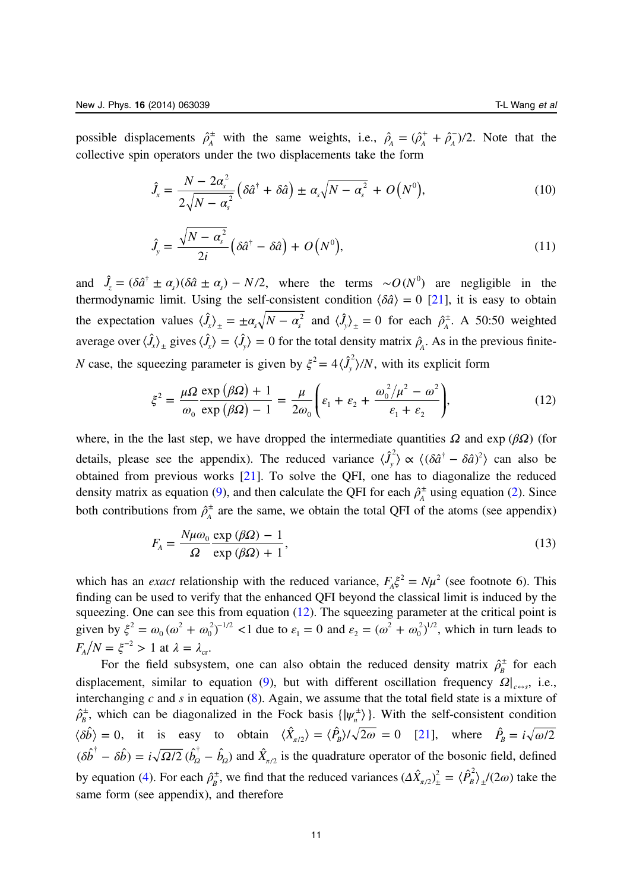possible displacements $\hat{\rho}_A^{\pm}$ with the same weights, i.e., $\hat{\rho}_A = (\hat{\rho}_A^+ + \hat{\rho}_A^-)/2$. Note that the collective spin operators under the two displacements take the form

$$\hat{J}_x = \frac{N - 2\alpha_s^2}{2\sqrt{N - \alpha_s^2}}\left(\delta\hat{a}^\dagger + \delta\hat{a}\right) \pm \alpha_s\sqrt{N - \alpha_s^2} + O\left(N^0\right), \tag{10}$$

$$\hat{J}_y = \frac{\sqrt{N - \alpha_s^2}}{2i}\left(\delta\hat{a}^\dagger - \delta\hat{a}\right) + O\left(N^0\right), \tag{11}$$

and $\hat{J}_z = (\delta\hat{a}^\dagger \pm \alpha_s)(\delta\hat{a} \pm \alpha_s) - N/2$, where the terms $\sim O(N^0)$ are negligible in the thermodynamic limit. Using the self-consistent condition $\langle\delta\hat{a}\rangle = 0$ [21], it is easy to obtain the expectation values $\langle\hat{J}_x\rangle_\pm = \pm\alpha_s\sqrt{N - \alpha_s^2}$ and $\langle\hat{J}_y\rangle_\pm = 0$ for each $\hat{\rho}_A^{\pm}$. A 50:50 weighted average over $\langle\hat{J}_x\rangle_\pm$ gives $\langle\hat{J}_x\rangle = \langle\hat{J}_y\rangle = 0$ for the total density matrix $\hat{\rho}_A$. As in the previous finite-$N$ case, the squeezing parameter is given by $\xi^2 = 4\langle\hat{J}_y^2\rangle/N$, with its explicit form

$$\xi^2 = \frac{\mu\Omega}{\omega_0}\frac{\exp(\beta\Omega) + 1}{\exp(\beta\Omega) - 1} = \frac{\mu}{2\omega_0}\left(\varepsilon_1 + \varepsilon_2 + \frac{\omega_0^2/\mu^2 - \omega^2}{\varepsilon_1 + \varepsilon_2}\right), \tag{12}$$

where, in the the last step, we have dropped the intermediate quantities $\Omega$ and $\exp(\beta\Omega)$ (for details, please see the appendix). The reduced variance $\langle\hat{J}_y^2\rangle \propto \langle(\delta\hat{a}^\dagger - \delta\hat{a})^2\rangle$ can also be obtained from previous works [21]. To solve the QFI, one has to diagonalize the reduced density matrix as equation (9), and then calculate the QFI for each $\hat{\rho}_A^{\pm}$ using equation (2). Since both contributions from $\hat{\rho}_A^{\pm}$ are the same, we obtain the total QFI of the atoms (see appendix)

$$F_A = \frac{N\mu\omega_0}{\Omega}\frac{\exp(\beta\Omega) - 1}{\exp(\beta\Omega) + 1}, \tag{13}$$

which has an *exact* relationship with the reduced variance, $F_A\xi^2 = N\mu^2$ (see footnote 6). This finding can be used to verify that the enhanced QFI beyond the classical limit is induced by the squeezing. One can see this from equation (12). The squeezing parameter at the critical point is given by $\xi^2 = \omega_0(\omega^2 + \omega_0^2)^{-1/2} < 1$ due to $\varepsilon_1 = 0$ and $\varepsilon_2 = (\omega^2 + \omega_0^2)^{1/2}$, which in turn leads to $F_A/N = \xi^{-2} > 1$ at $\lambda = \lambda_{\text{cr}}$.

For the field subsystem, one can also obtain the reduced density matrix $\hat{\rho}_B^{\pm}$ for each displacement, similar to equation (9), but with different oscillation frequency $\Omega|_{c\leftrightarrow s}$, i.e., interchanging $c$ and $s$ in equation (8). Again, we assume that the total field state is a mixture of $\hat{\rho}_B^{\pm}$, which can be diagonalized in the Fock basis $\{|\psi_n^{\pm}\rangle\}$. With the self-consistent condition $\langle\delta\hat{b}\rangle = 0$, it is easy to obtain $\langle\hat{X}_{\pi/2}\rangle = \langle\hat{P}_B\rangle/\sqrt{2\omega} = 0$ [21], where $\hat{P}_B = i\sqrt{\omega/2}(\delta\hat{b}^\dagger - \delta\hat{b}) = i\sqrt{\Omega/2}(\hat{b}_\Omega^\dagger - \hat{b}_\Omega)$ and $\hat{X}_{\pi/2}$ is the quadrature operator of the bosonic field, defined by equation (4). For each $\hat{\rho}_B^{\pm}$, we find that the reduced variances $(\Delta\hat{X}_{\pi/2})_\pm^2 = \langle\hat{P}_B^2\rangle_\pm/(2\omega)$ take the same form (see appendix), and therefore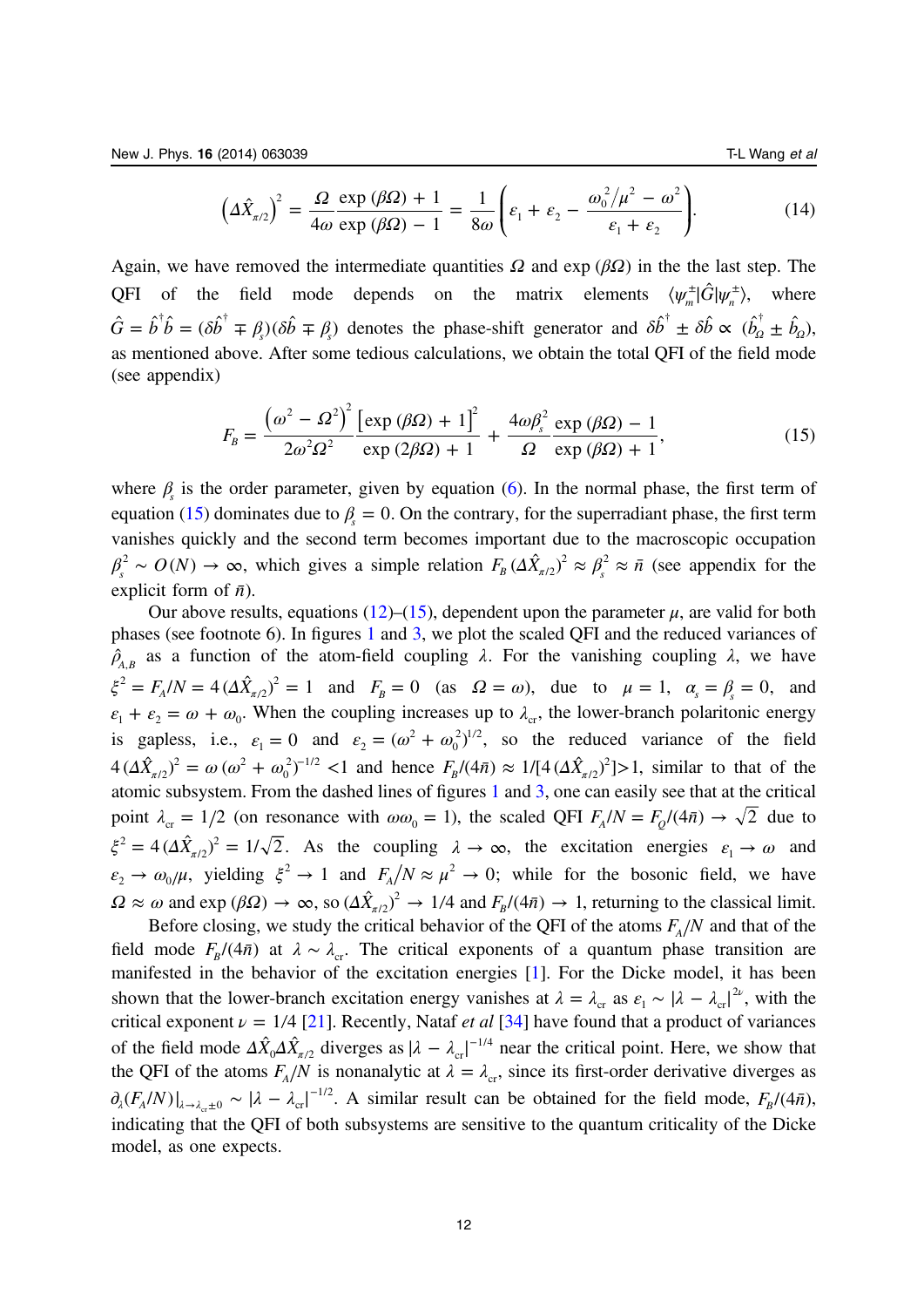$$\left(\Delta \hat{X}_{\pi/2}\right)^2 = \frac{\Omega}{4\omega} \frac{\exp(\beta\Omega) + 1}{\exp(\beta\Omega) - 1} = \frac{1}{8\omega}\left(\varepsilon_1 + \varepsilon_2 - \frac{\omega_0^2/\mu^2 - \omega^2}{\varepsilon_1 + \varepsilon_2}\right). \tag{14}$$

Again, we have removed the intermediate quantities $\Omega$ and $\exp(\beta\Omega)$ in the the last step. The QFI of the field mode depends on the matrix elements $\langle \psi_m^{\pm} | \hat{G} | \psi_n^{\pm} \rangle$, where $\hat{G} = \hat{b}^\dagger \hat{b} = (\delta\hat{b}^\dagger \mp \beta_s)(\delta\hat{b} \mp \beta_s)$ denotes the phase-shift generator and $\delta\hat{b}^\dagger \pm \delta\hat{b} \propto (\hat{b}_\Omega^\dagger \pm \hat{b}_\Omega)$, as mentioned above. After some tedious calculations, we obtain the total QFI of the field mode (see appendix)

$$F_B = \frac{\left(\omega^2 - \Omega^2\right)^2}{2\omega^2\Omega^2} \frac{\left[\exp(\beta\Omega) + 1\right]^2}{\exp(2\beta\Omega) + 1} + \frac{4\omega\beta_s^2}{\Omega} \frac{\exp(\beta\Omega) - 1}{\exp(\beta\Omega) + 1}, \tag{15}$$

where $\beta_s$ is the order parameter, given by equation (6). In the normal phase, the first term of equation (15) dominates due to $\beta_s = 0$. On the contrary, for the superradiant phase, the first term vanishes quickly and the second term becomes important due to the macroscopic occupation $\beta_s^2 \sim O(N) \to \infty$, which gives a simple relation $F_B(\Delta \hat{X}_{\pi/2})^2 \approx \beta_s^2 \approx \bar{n}$ (see appendix for the explicit form of $\bar{n}$).

Our above results, equations (12)–(15), dependent upon the parameter $\mu$, are valid for both phases (see footnote 6). In figures 1 and 3, we plot the scaled QFI and the reduced variances of $\hat{\rho}_{A,B}$ as a function of the atom-field coupling $\lambda$. For the vanishing coupling $\lambda$, we have $\xi^2 = F_A/N = 4(\Delta \hat{X}_{\pi/2})^2 = 1$ and $F_B = 0$ (as $\Omega = \omega$), due to $\mu = 1$, $\alpha_s = \beta_s = 0$, and $\varepsilon_1 + \varepsilon_2 = \omega + \omega_0$. When the coupling increases up to $\lambda_{\mathrm{cr}}$, the lower-branch polaritonic energy is gapless, i.e., $\varepsilon_1 = 0$ and $\varepsilon_2 = (\omega^2 + \omega_0^2)^{1/2}$, so the reduced variance of the field $4(\Delta \hat{X}_{\pi/2})^2 = \omega(\omega^2 + \omega_0^2)^{-1/2} < 1$ and hence $F_B/(4\bar{n}) \approx 1/[4(\Delta \hat{X}_{\pi/2})^2] > 1$, similar to that of the atomic subsystem. From the dashed lines of figures 1 and 3, one can easily see that at the critical point $\lambda_{\mathrm{cr}} = 1/2$ (on resonance with $\omega\omega_0 = 1$), the scaled QFI $F_A/N = F_Q/(4\bar{n}) \to \sqrt{2}$ due to $\xi^2 = 4(\Delta \hat{X}_{\pi/2})^2 = 1/\sqrt{2}$. As the coupling $\lambda \to \infty$, the excitation energies $\varepsilon_1 \to \omega$ and $\varepsilon_2 \to \omega_0/\mu$, yielding $\xi^2 \to 1$ and $F_A/N \approx \mu^2 \to 0$; while for the bosonic field, we have $\Omega \approx \omega$ and $\exp(\beta\Omega) \to \infty$, so $(\Delta \hat{X}_{\pi/2})^2 \to 1/4$ and $F_B/(4\bar{n}) \to 1$, returning to the classical limit.

Before closing, we study the critical behavior of the QFI of the atoms $F_A/N$ and that of the field mode $F_B/(4\bar{n})$ at $\lambda \sim \lambda_{\mathrm{cr}}$. The critical exponents of a quantum phase transition are manifested in the behavior of the excitation energies [1]. For the Dicke model, it has been shown that the lower-branch excitation energy vanishes at $\lambda = \lambda_{\mathrm{cr}}$ as $\varepsilon_1 \sim |\lambda - \lambda_{\mathrm{cr}}|^{2\nu}$, with the critical exponent $\nu = 1/4$ [21]. Recently, Nataf *et al* [34] have found that a product of variances of the field mode $\Delta \hat{X}_0 \Delta \hat{X}_{\pi/2}$ diverges as $|\lambda - \lambda_{\mathrm{cr}}|^{-1/4}$ near the critical point. Here, we show that the QFI of the atoms $F_A/N$ is nonanalytic at $\lambda = \lambda_{\mathrm{cr}}$, since its first-order derivative diverges as $\partial_\lambda (F_A/N)|_{\lambda \to \lambda_{\mathrm{cr}} \pm 0} \sim |\lambda - \lambda_{\mathrm{cr}}|^{-1/2}$. A similar result can be obtained for the field mode, $F_B/(4\bar{n})$, indicating that the QFI of both subsystems are sensitive to the quantum criticality of the Dicke model, as one expects.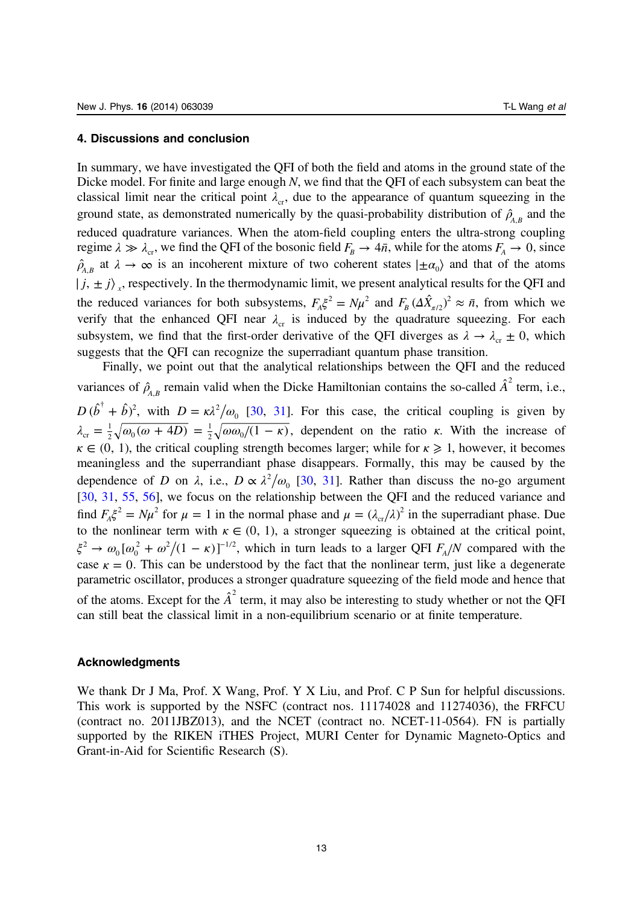### 4. Discussions and conclusion

In summary, we have investigated the QFI of both the field and atoms in the ground state of the Dicke model. For finite and large enough $N$, we find that the QFI of each subsystem can beat the classical limit near the critical point $\lambda_{\rm cr}$, due to the appearance of quantum squeezing in the ground state, as demonstrated numerically by the quasi-probability distribution of $\hat{\rho}_{A,B}$ and the reduced quadrature variances. When the atom-field coupling enters the ultra-strong coupling regime $\lambda \gg \lambda_{\rm cr}$, we find the QFI of the bosonic field $F_B \to 4\bar{n}$, while for the atoms $F_A \to 0$, since $\hat{\rho}_{A,B}$ at $\lambda \to \infty$ is an incoherent mixture of two coherent states $|\pm\alpha_0\rangle$ and that of the atoms $|j, \pm j\rangle_x$, respectively. In the thermodynamic limit, we present analytical results for the QFI and the reduced variances for both subsystems, $F_A \xi^2 = N\mu^2$ and $F_B (\Delta \hat{X}_{\pi/2})^2 \approx \bar{n}$, from which we verify that the enhanced QFI near $\lambda_{\rm cr}$ is induced by the quadrature squeezing. For each subsystem, we find that the first-order derivative of the QFI diverges as $\lambda \to \lambda_{\rm cr} \pm 0$, which suggests that the QFI can recognize the superradiant quantum phase transition.

Finally, we point out that the analytical relationships between the QFI and the reduced variances of $\hat{\rho}_{A,B}$ remain valid when the Dicke Hamiltonian contains the so-called $\hat{A}^2$ term, i.e., $D(\hat{b}^\dagger + \hat{b})^2$, with $D = \kappa \lambda^2/\omega_0$ [30, 31]. For this case, the critical coupling is given by $\lambda_{\rm cr} = \frac{1}{2}\sqrt{\omega_0(\omega + 4D)} = \frac{1}{2}\sqrt{\omega\omega_0/(1-\kappa)}$, dependent on the ratio $\kappa$. With the increase of $\kappa \in (0, 1)$, the critical coupling strength becomes larger; while for $\kappa \geqslant 1$, however, it becomes meaningless and the superrandiant phase disappears. Formally, this may be caused by the dependence of $D$ on $\lambda$, i.e., $D \propto \lambda^2/\omega_0$ [30, 31]. Rather than discuss the no-go argument [30, 31, 55, 56], we focus on the relationship between the QFI and the reduced variance and find $F_A \xi^2 = N\mu^2$ for $\mu = 1$ in the normal phase and $\mu = (\lambda_{\rm cr}/\lambda)^2$ in the superradiant phase. Due to the nonlinear term with $\kappa \in (0, 1)$, a stronger squeezing is obtained at the critical point, $\xi^2 \to \omega_0[\omega_0^2 + \omega^2/(1-\kappa)]^{-1/2}$, which in turn leads to a larger QFI $F_A/N$ compared with the case $\kappa = 0$. This can be understood by the fact that the nonlinear term, just like a degenerate parametric oscillator, produces a stronger quadrature squeezing of the field mode and hence that of the atoms. Except for the $\hat{A}^2$ term, it may also be interesting to study whether or not the QFI can still beat the classical limit in a non-equilibrium scenario or at finite temperature.

### Acknowledgments

We thank Dr J Ma, Prof. X Wang, Prof. Y X Liu, and Prof. C P Sun for helpful discussions. This work is supported by the NSFC (contract nos. 11174028 and 11274036), the FRFCU (contract no. 2011JBZ013), and the NCET (contract no. NCET-11-0564). FN is partially supported by the RIKEN iTHES Project, MURI Center for Dynamic Magneto-Optics and Grant-in-Aid for Scientific Research (S).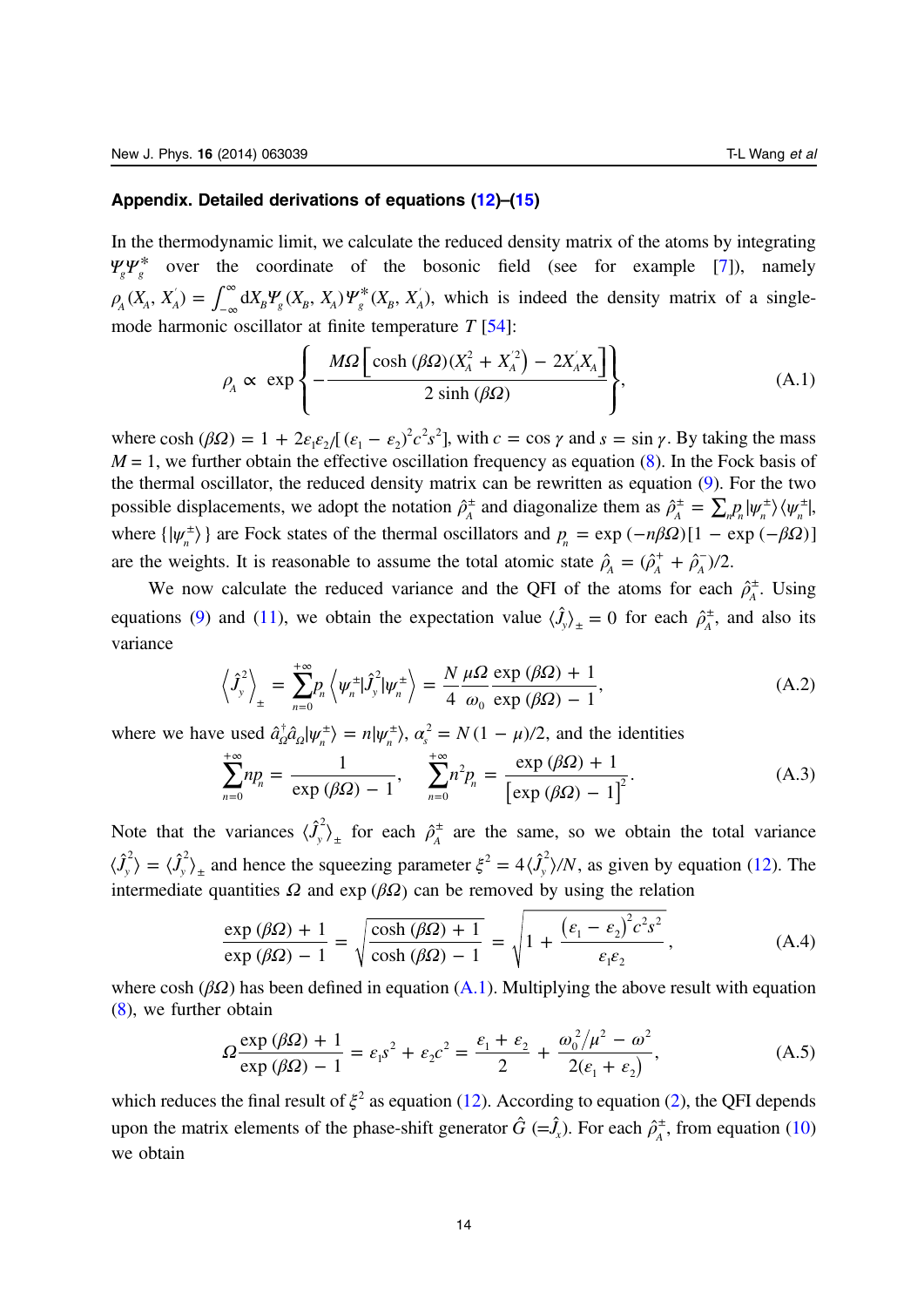## Appendix. Detailed derivations of equations (12)–(15)

In the thermodynamic limit, we calculate the reduced density matrix of the atoms by integrating $\Psi_g \Psi_g^*$ over the coordinate of the bosonic field (see for example [7]), namely $\rho_A(X_A, X_A^{'}) = \int_{-\infty}^{\infty} \mathrm{d}X_B \Psi_g(X_B, X_A) \Psi_g^*(X_B, X_A^{'})$, which is indeed the density matrix of a single-mode harmonic oscillator at finite temperature $T$ [54]:

$$\rho_A \propto \exp\left\{ -\frac{M\Omega\left[\cosh(\beta\Omega)\left(X_A^2 + X_A^{'2}\right) - 2X_A^{'}X_A\right]}{2\sinh(\beta\Omega)} \right\}, \tag{A.1}$$

where $\cosh(\beta\Omega) = 1 + 2\varepsilon_1\varepsilon_2/[(\varepsilon_1 - \varepsilon_2)^2 c^2 s^2]$, with $c = \cos\gamma$ and $s = \sin\gamma$. By taking the mass $M = 1$, we further obtain the effective oscillation frequency as equation (8). In the Fock basis of the thermal oscillator, the reduced density matrix can be rewritten as equation (9). For the two possible displacements, we adopt the notation $\hat{\rho}_A^{\pm}$ and diagonalize them as $\hat{\rho}_A^{\pm} = \sum_n p_n |\psi_n^{\pm}\rangle\langle\psi_n^{\pm}|$, where $\{|\psi_n^{\pm}\rangle\}$ are Fock states of the thermal oscillators and $p_n = \exp(-n\beta\Omega)[1 - \exp(-\beta\Omega)]$ are the weights. It is reasonable to assume the total atomic state $\hat{\rho}_A = (\hat{\rho}_A^{+} + \hat{\rho}_A^{-})/2$.

We now calculate the reduced variance and the QFI of the atoms for each $\hat{\rho}_A^{\pm}$. Using equations (9) and (11), we obtain the expectation value $\langle \hat{J}_y \rangle_{\pm} = 0$ for each $\hat{\rho}_A^{\pm}$, and also its variance

$$\left\langle \hat{J}_y^2 \right\rangle_{\pm} = \sum_{n=0}^{+\infty} p_n \left\langle \psi_n^{\pm} | \hat{J}_y^2 | \psi_n^{\pm} \right\rangle = \frac{N}{4} \frac{\mu\Omega}{\omega_0} \frac{\exp(\beta\Omega) + 1}{\exp(\beta\Omega) - 1}, \tag{A.2}$$

where we have used $\hat{a}_\Omega^{\dagger}\hat{a}_\Omega |\psi_n^{\pm}\rangle = n|\psi_n^{\pm}\rangle$, $\alpha_s^2 = N(1 - \mu)/2$, and the identities

$$\sum_{n=0}^{+\infty} n p_n = \frac{1}{\exp(\beta\Omega) - 1}, \quad \sum_{n=0}^{+\infty} n^2 p_n = \frac{\exp(\beta\Omega) + 1}{\left[\exp(\beta\Omega) - 1\right]^2}. \tag{A.3}$$

Note that the variances $\langle \hat{J}_y^2 \rangle_{\pm}$ for each $\hat{\rho}_A^{\pm}$ are the same, so we obtain the total variance $\langle \hat{J}_y^2 \rangle = \langle \hat{J}_y^2 \rangle_{\pm}$ and hence the squeezing parameter $\xi^2 = 4\langle \hat{J}_y^2 \rangle / N$, as given by equation (12). The intermediate quantities $\Omega$ and $\exp(\beta\Omega)$ can be removed by using the relation

$$\frac{\exp(\beta\Omega) + 1}{\exp(\beta\Omega) - 1} = \sqrt{\frac{\cosh(\beta\Omega) + 1}{\cosh(\beta\Omega) - 1}} = \sqrt{1 + \frac{(\varepsilon_1 - \varepsilon_2)^2 c^2 s^2}{\varepsilon_1 \varepsilon_2}}, \tag{A.4}$$

where $\cosh(\beta\Omega)$ has been defined in equation (A.1). Multiplying the above result with equation (8), we further obtain

$$\Omega \frac{\exp(\beta\Omega) + 1}{\exp(\beta\Omega) - 1} = \varepsilon_1 s^2 + \varepsilon_2 c^2 = \frac{\varepsilon_1 + \varepsilon_2}{2} + \frac{\omega_0^2/\mu^2 - \omega^2}{2(\varepsilon_1 + \varepsilon_2)}, \tag{A.5}$$

which reduces the final result of $\xi^2$ as equation (12). According to equation (2), the QFI depends upon the matrix elements of the phase-shift generator $\hat{G}$ $(=\hat{J}_x)$. For each $\hat{\rho}_A^{\pm}$, from equation (10) we obtain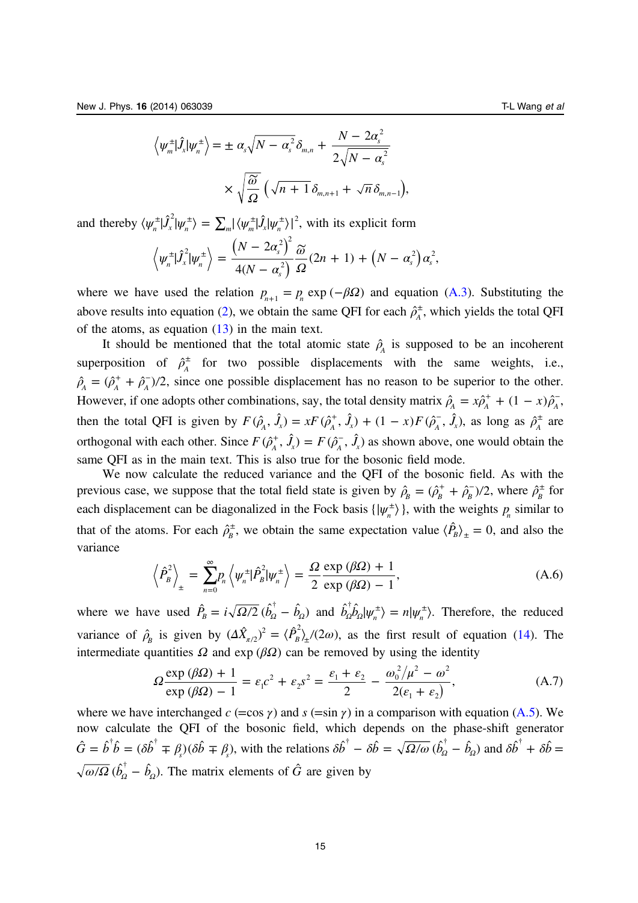$$\left\langle \psi_m^{\pm} | \hat{J}_x | \psi_n^{\pm} \right\rangle = \pm\, \alpha_s \sqrt{N - \alpha_s^2}\, \delta_{m,n} + \frac{N - 2\alpha_s^2}{2\sqrt{N - \alpha_s^2}} \times \sqrt{\frac{\tilde{\omega}}{\Omega}} \left( \sqrt{n+1}\, \delta_{m,n+1} + \sqrt{n}\, \delta_{m,n-1} \right),$$

and thereby $\langle \psi_n^{\pm} | \hat{J}_x^2 | \psi_n^{\pm} \rangle = \sum_m |\langle \psi_m^{\pm} | \hat{J}_x | \psi_n^{\pm} \rangle|^2$, with its explicit form

$$\left\langle \psi_n^{\pm} | \hat{J}_x^2 | \psi_n^{\pm} \right\rangle = \frac{\left(N - 2\alpha_s^2\right)^2}{4(N - \alpha_s^2)} \frac{\tilde{\omega}}{\Omega} (2n+1) + \left(N - \alpha_s^2\right) \alpha_s^2,$$

where we have used the relation $p_{n+1} = p_n \exp(-\beta\Omega)$ and equation (A.3). Substituting the above results into equation (2), we obtain the same QFI for each $\hat{\rho}_A^{\pm}$, which yields the total QFI of the atoms, as equation (13) in the main text.

It should be mentioned that the total atomic state $\hat{\rho}_A$ is supposed to be an incoherent superposition of $\hat{\rho}_A^{\pm}$ for two possible displacements with the same weights, i.e., $\hat{\rho}_A = (\hat{\rho}_A^{+} + \hat{\rho}_A^{-})/2$, since one possible displacement has no reason to be superior to the other. However, if one adopts other combinations, say, the total density matrix $\hat{\rho}_A = x\hat{\rho}_A^{+} + (1-x)\hat{\rho}_A^{-}$, then the total QFI is given by $F(\hat{\rho}_A, \hat{J}_x) = xF(\hat{\rho}_A^{+}, \hat{J}_x) + (1-x)F(\hat{\rho}_A^{-}, \hat{J}_x)$, as long as $\hat{\rho}_A^{\pm}$ are orthogonal with each other. Since $F(\hat{\rho}_A^{+}, \hat{J}_x) = F(\hat{\rho}_A^{-}, \hat{J}_x)$ as shown above, one would obtain the same QFI as in the main text. This is also true for the bosonic field mode.

We now calculate the reduced variance and the QFI of the bosonic field. As with the previous case, we suppose that the total field state is given by $\hat{\rho}_B = (\hat{\rho}_B^{+} + \hat{\rho}_B^{-})/2$, where $\hat{\rho}_B^{\pm}$ for each displacement can be diagonalized in the Fock basis $\{|\psi_n^{\pm}\rangle\}$, with the weights $p_n$ similar to that of the atoms. For each $\hat{\rho}_B^{\pm}$, we obtain the same expectation value $\langle \hat{P}_B \rangle_{\pm} = 0$, and also the variance

$$\left\langle \hat{P}_B^2 \right\rangle_{\pm} = \sum_{n=0}^{\infty} p_n \left\langle \psi_n^{\pm} | \hat{P}_B^2 | \psi_n^{\pm} \right\rangle = \frac{\Omega}{2} \frac{\exp(\beta\Omega) + 1}{\exp(\beta\Omega) - 1}, \tag{A.6}$$

where we have used $\hat{P}_B = i\sqrt{\Omega/2}\,(\hat{b}_\Omega^{\dagger} - \hat{b}_\Omega)$ and $\hat{b}_\Omega^{\dagger}\hat{b}_\Omega |\psi_n^{\pm}\rangle = n|\psi_n^{\pm}\rangle$. Therefore, the reduced variance of $\hat{\rho}_B$ is given by $(\Delta\hat{X}_{\pi/2})^2 = \langle \hat{P}_B^2 \rangle_{\pm}/(2\omega)$, as the first result of equation (14). The intermediate quantities $\Omega$ and $\exp(\beta\Omega)$ can be removed by using the identity

$$\Omega \frac{\exp(\beta\Omega) + 1}{\exp(\beta\Omega) - 1} = \varepsilon_1 c^2 + \varepsilon_2 s^2 = \frac{\varepsilon_1 + \varepsilon_2}{2} - \frac{\omega_0^2/\mu^2 - \omega^2}{2(\varepsilon_1 + \varepsilon_2)}, \tag{A.7}$$

where we have interchanged $c$ ($=\cos\gamma$) and $s$ ($=\sin\gamma$) in a comparison with equation (A.5). We now calculate the QFI of the bosonic field, which depends on the phase-shift generator $\hat{G} = \hat{b}^{\dagger}\hat{b} = (\delta\hat{b}^{\dagger} \mp \beta_s)(\delta\hat{b} \mp \beta_s)$, with the relations $\delta\hat{b}^{\dagger} - \delta\hat{b} = \sqrt{\Omega/\omega}\,(\hat{b}_\Omega^{\dagger} - \hat{b}_\Omega)$ and $\delta\hat{b}^{\dagger} + \delta\hat{b} = \sqrt{\omega/\Omega}\,(\hat{b}_\Omega^{\dagger} - \hat{b}_\Omega)$. The matrix elements of $\hat{G}$ are given by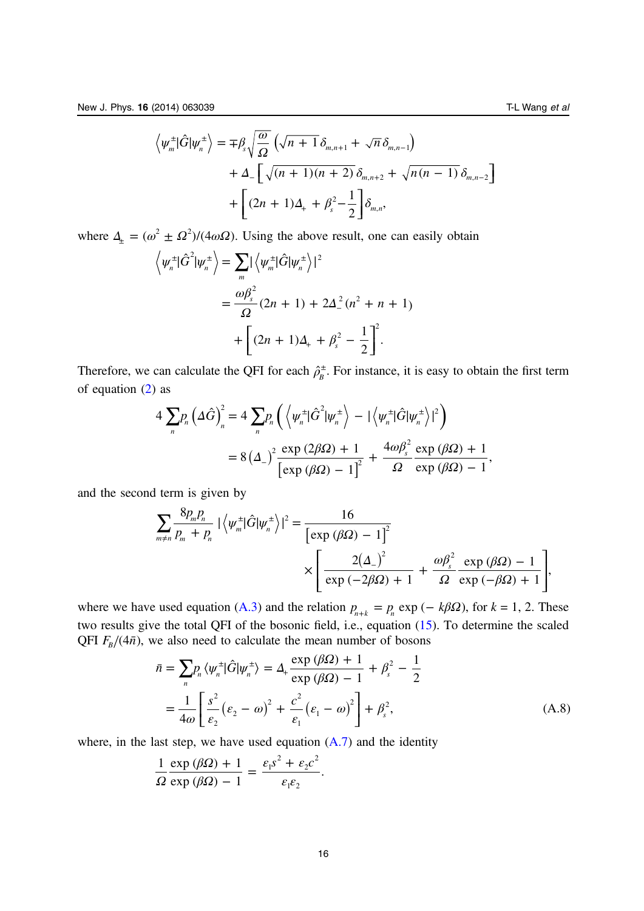$$
\begin{aligned}
\left\langle \psi_m^{\pm} | \hat{G} | \psi_n^{\pm} \right\rangle = &\mp \beta_s \sqrt{\frac{\omega}{\Omega}} \left( \sqrt{n+1}\, \delta_{m,n+1} + \sqrt{n}\, \delta_{m,n-1} \right) \\
&+ \Delta_- \left[ \sqrt{(n+1)(n+2)}\, \delta_{m,n+2} + \sqrt{n(n-1)}\, \delta_{m,n-2} \right] \\
&+ \left[ (2n+1)\Delta_+ + \beta_s^2 - \frac{1}{2} \right] \delta_{m,n},
\end{aligned}
$$

where $\Delta_{\pm} = (\omega^2 \pm \Omega^2)/(4\omega\Omega)$. Using the above result, one can easily obtain

$$
\begin{aligned}
\left\langle \psi_n^{\pm} | \hat{G}^2 | \psi_n^{\pm} \right\rangle &= \sum_m \left| \left\langle \psi_m^{\pm} | \hat{G} | \psi_n^{\pm} \right\rangle \right|^2 \\
&= \frac{\omega \beta_s^2}{\Omega} (2n+1) + 2\Delta_-^2 \left( n^2 + n + 1 \right) \\
&\quad + \left[ (2n+1)\Delta_+ + \beta_s^2 - \frac{1}{2} \right]^2.
\end{aligned}
$$

Therefore, we can calculate the QFI for each $\hat{\rho}_B^{\pm}$. For instance, it is easy to obtain the first term of equation (2) as

$$
\begin{aligned}
4 \sum_n p_n \left( \Delta \hat{G} \right)_n^2 &= 4 \sum_n p_n \left( \left\langle \psi_n^{\pm} | \hat{G}^2 | \psi_n^{\pm} \right\rangle - \left| \left\langle \psi_n^{\pm} | \hat{G} | \psi_n^{\pm} \right\rangle \right|^2 \right) \\
&= 8 \left( \Delta_- \right)^2 \frac{\exp(2\beta\Omega) + 1}{\left[ \exp(\beta\Omega) - 1 \right]^2} + \frac{4\omega\beta_s^2}{\Omega} \frac{\exp(\beta\Omega) + 1}{\exp(\beta\Omega) - 1},
\end{aligned}
$$

and the second term is given by

$$
\begin{aligned}
\sum_{m \neq n} \frac{8 p_m p_n}{p_m + p_n} \left| \left\langle \psi_m^{\pm} | \hat{G} | \psi_n^{\pm} \right\rangle \right|^2 = &\frac{16}{\left[ \exp(\beta\Omega) - 1 \right]^2} \\
&\times \left[ \frac{2 \left( \Delta_- \right)^2}{\exp(-2\beta\Omega) + 1} + \frac{\omega \beta_s^2}{\Omega} \frac{\exp(\beta\Omega) - 1}{\exp(-\beta\Omega) + 1} \right],
\end{aligned}
$$

where we have used equation (A.3) and the relation $p_{n+k} = p_n \exp(-k\beta\Omega)$, for $k = 1, 2$. These two results give the total QFI of the bosonic field, i.e., equation (15). To determine the scaled QFI $F_B/(4\bar{n})$, we also need to calculate the mean number of bosons

$$
\begin{aligned}
\bar{n} = \sum_n p_n \left\langle \psi_n^{\pm} | \hat{G} | \psi_n^{\pm} \right\rangle &= \Delta_+ \frac{\exp(\beta\Omega) + 1}{\exp(\beta\Omega) - 1} + \beta_s^2 - \frac{1}{2} \\
&= \frac{1}{4\omega} \left[ \frac{s^2}{\varepsilon_2} \left( \varepsilon_2 - \omega \right)^2 + \frac{c^2}{\varepsilon_1} \left( \varepsilon_1 - \omega \right)^2 \right] + \beta_s^2,
\end{aligned} \tag{A.8}
$$

where, in the last step, we have used equation (A.7) and the identity

$$
\frac{1}{\Omega} \frac{\exp(\beta\Omega) + 1}{\exp(\beta\Omega) - 1} = \frac{\varepsilon_1 s^2 + \varepsilon_2 c^2}{\varepsilon_1 \varepsilon_2}.
$$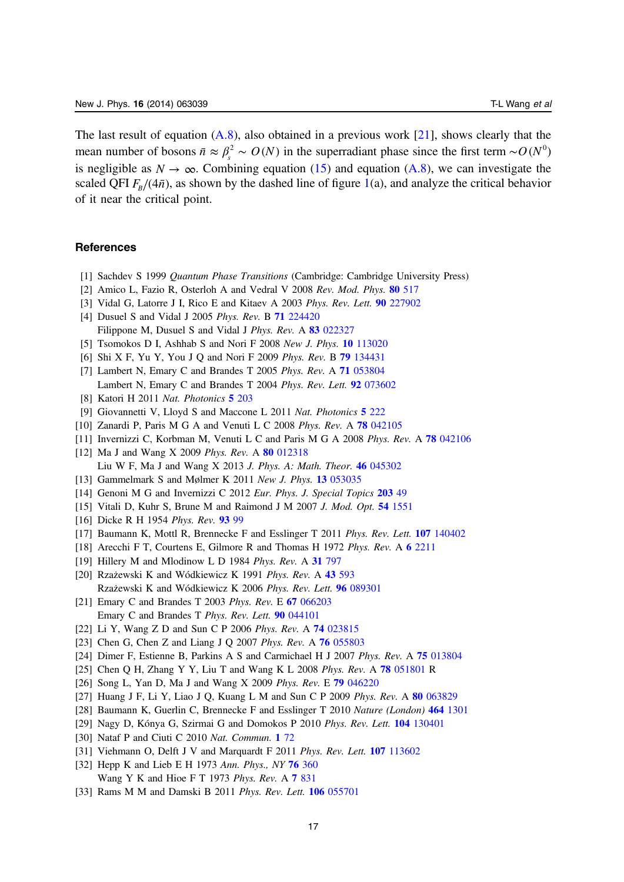The last result of equation (A.8), also obtained in a previous work [21], shows clearly that the mean number of bosons $\bar{n} \approx \beta_s^2 \sim O(N)$ in the superradiant phase since the first term $\sim O(N^0)$ is negligible as $N \to \infty$. Combining equation (15) and equation (A.8), we can investigate the scaled QFI $F_B/(4\bar{n})$, as shown by the dashed line of figure 1(a), and analyze the critical behavior of it near the critical point.

## References

[1] Sachdev S 1999 *Quantum Phase Transitions* (Cambridge: Cambridge University Press)
[2] Amico L, Fazio R, Osterloh A and Vedral V 2008 *Rev. Mod. Phys.* **80** 517
[3] Vidal G, Latorre J I, Rico E and Kitaev A 2003 *Phys. Rev. Lett.* **90** 227902
[4] Dusuel S and Vidal J 2005 *Phys. Rev.* B **71** 224420
Filippone M, Dusuel S and Vidal J *Phys. Rev.* A **83** 022327
[5] Tsomokos D I, Ashhab S and Nori F 2008 *New J. Phys.* **10** 113020
[6] Shi X F, Yu Y, You J Q and Nori F 2009 *Phys. Rev.* B **79** 134431
[7] Lambert N, Emary C and Brandes T 2005 *Phys. Rev.* A **71** 053804
Lambert N, Emary C and Brandes T 2004 *Phys. Rev. Lett.* **92** 073602
[8] Katori H 2011 *Nat. Photonics* **5** 203
[9] Giovannetti V, Lloyd S and Maccone L 2011 *Nat. Photonics* **5** 222
[10] Zanardi P, Paris M G A and Venuti L C 2008 *Phys. Rev.* A **78** 042105
[11] Invernizzi C, Korbman M, Venuti L C and Paris M G A 2008 *Phys. Rev.* A **78** 042106
[12] Ma J and Wang X 2009 *Phys. Rev.* A **80** 012318
Liu W F, Ma J and Wang X 2013 *J. Phys. A: Math. Theor.* **46** 045302
[13] Gammelmark S and Mølmer K 2011 *New J. Phys.* **13** 053035
[14] Genoni M G and Invernizzi C 2012 *Eur. Phys. J. Special Topics* **203** 49
[15] Vitali D, Kuhr S, Brune M and Raimond J M 2007 *J. Mod. Opt.* **54** 1551
[16] Dicke R H 1954 *Phys. Rev.* **93** 99
[17] Baumann K, Mottl R, Brennecke F and Esslinger T 2011 *Phys. Rev. Lett.* **107** 140402
[18] Arecchi F T, Courtens E, Gilmore R and Thomas H 1972 *Phys. Rev.* A **6** 2211
[19] Hillery M and Mlodinow L D 1984 *Phys. Rev.* A **31** 797
[20] Rzażewski K and Wódkiewicz K 1991 *Phys. Rev.* A **43** 593
Rzażewski K and Wódkiewicz K 2006 *Phys. Rev. Lett.* **96** 089301
[21] Emary C and Brandes T 2003 *Phys. Rev.* E **67** 066203
Emary C and Brandes T *Phys. Rev. Lett.* **90** 044101
[22] Li Y, Wang Z D and Sun C P 2006 *Phys. Rev.* A **74** 023815
[23] Chen G, Chen Z and Liang J Q 2007 *Phys. Rev.* A **76** 055803
[24] Dimer F, Estienne B, Parkins A S and Carmichael H J 2007 *Phys. Rev.* A **75** 013804
[25] Chen Q H, Zhang Y Y, Liu T and Wang K L 2008 *Phys. Rev.* A **78** 051801 R
[26] Song L, Yan D, Ma J and Wang X 2009 *Phys. Rev.* E **79** 046220
[27] Huang J F, Li Y, Liao J Q, Kuang L M and Sun C P 2009 *Phys. Rev.* A **80** 063829
[28] Baumann K, Guerlin C, Brennecke F and Esslinger T 2010 *Nature (London)* **464** 1301
[29] Nagy D, Kónya G, Szirmai G and Domokos P 2010 *Phys. Rev. Lett.* **104** 130401
[30] Nataf P and Ciuti C 2010 *Nat. Commun.* **1** 72
[31] Viehmann O, Delft J V and Marquardt F 2011 *Phys. Rev. Lett.* **107** 113602
[32] Hepp K and Lieb E H 1973 *Ann. Phys., NY* **76** 360
Wang Y K and Hioe F T 1973 *Phys. Rev.* A **7** 831
[33] Rams M M and Damski B 2011 *Phys. Rev. Lett.* **106** 055701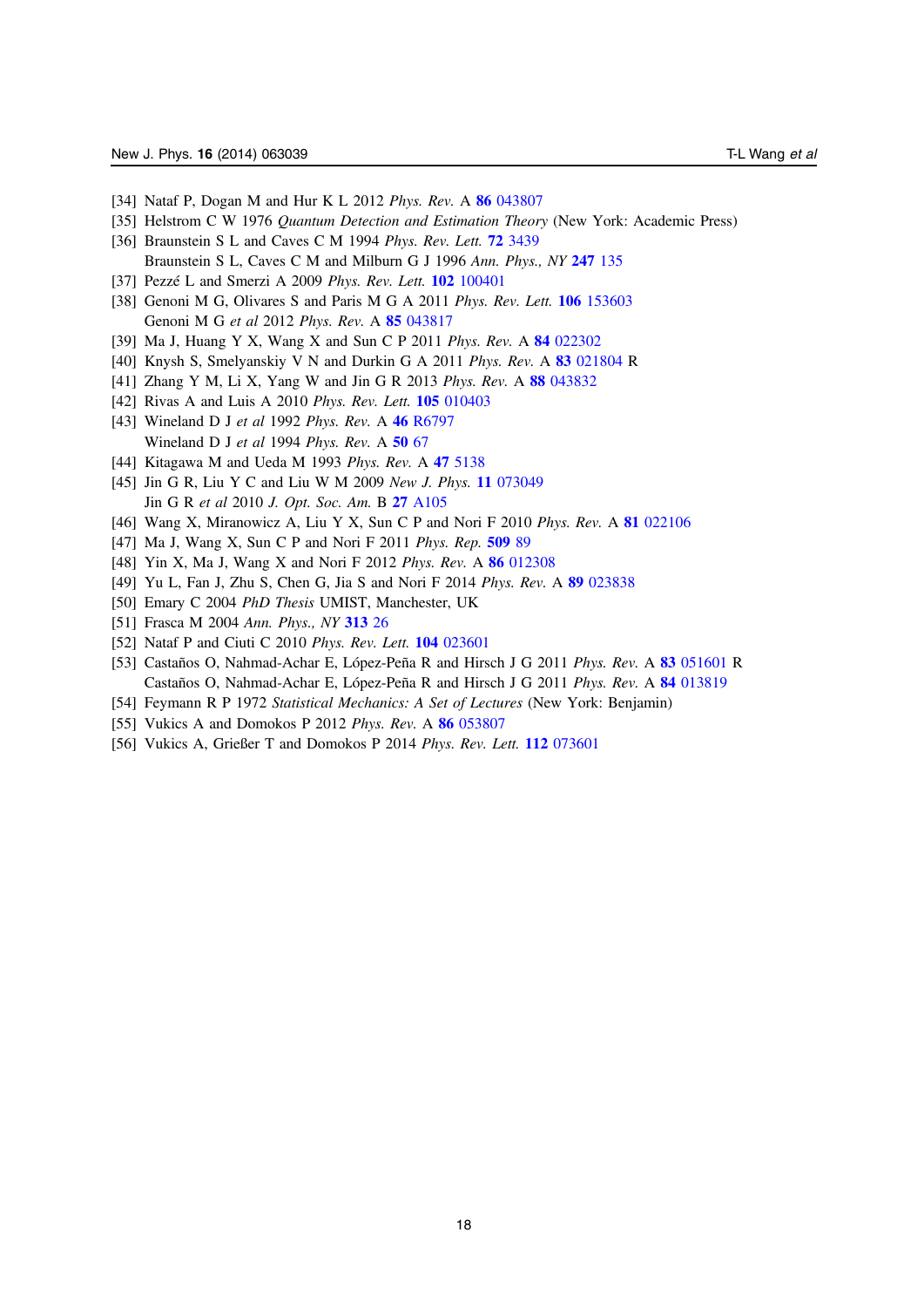[34] Nataf P, Dogan M and Hur K L 2012 *Phys. Rev.* A **86** 043807

[35] Helstrom C W 1976 *Quantum Detection and Estimation Theory* (New York: Academic Press)

[36] Braunstein S L and Caves C M 1994 *Phys. Rev. Lett.* **72** 3439
Braunstein S L, Caves C M and Milburn G J 1996 *Ann. Phys., NY* **247** 135

[37] Pezzé L and Smerzi A 2009 *Phys. Rev. Lett.* **102** 100401

[38] Genoni M G, Olivares S and Paris M G A 2011 *Phys. Rev. Lett.* **106** 153603
Genoni M G *et al* 2012 *Phys. Rev.* A **85** 043817

[39] Ma J, Huang Y X, Wang X and Sun C P 2011 *Phys. Rev.* A **84** 022302

[40] Knysh S, Smelyanskiy V N and Durkin G A 2011 *Phys. Rev.* A **83** 021804 R

[41] Zhang Y M, Li X, Yang W and Jin G R 2013 *Phys. Rev.* A **88** 043832

[42] Rivas A and Luis A 2010 *Phys. Rev. Lett.* **105** 010403

[43] Wineland D J *et al* 1992 *Phys. Rev.* A **46** R6797
Wineland D J *et al* 1994 *Phys. Rev.* A **50** 67

[44] Kitagawa M and Ueda M 1993 *Phys. Rev.* A **47** 5138

[45] Jin G R, Liu Y C and Liu W M 2009 *New J. Phys.* **11** 073049
Jin G R *et al* 2010 *J. Opt. Soc. Am.* B **27** A105

[46] Wang X, Miranowicz A, Liu Y X, Sun C P and Nori F 2010 *Phys. Rev.* A **81** 022106

[47] Ma J, Wang X, Sun C P and Nori F 2011 *Phys. Rep.* **509** 89

[48] Yin X, Ma J, Wang X and Nori F 2012 *Phys. Rev.* A **86** 012308

[49] Yu L, Fan J, Zhu S, Chen G, Jia S and Nori F 2014 *Phys. Rev.* A **89** 023838

[50] Emary C 2004 *PhD Thesis* UMIST, Manchester, UK

[51] Frasca M 2004 *Ann. Phys., NY* **313** 26

[52] Nataf P and Ciuti C 2010 *Phys. Rev. Lett.* **104** 023601

[53] Castaños O, Nahmad-Achar E, López-Peña R and Hirsch J G 2011 *Phys. Rev.* A **83** 051601 R
Castaños O, Nahmad-Achar E, López-Peña R and Hirsch J G 2011 *Phys. Rev.* A **84** 013819

[54] Feymann R P 1972 *Statistical Mechanics: A Set of Lectures* (New York: Benjamin)

[55] Vukics A and Domokos P 2012 *Phys. Rev.* A **86** 053807

[56] Vukics A, Grießer T and Domokos P 2014 *Phys. Rev. Lett.* **112** 073601